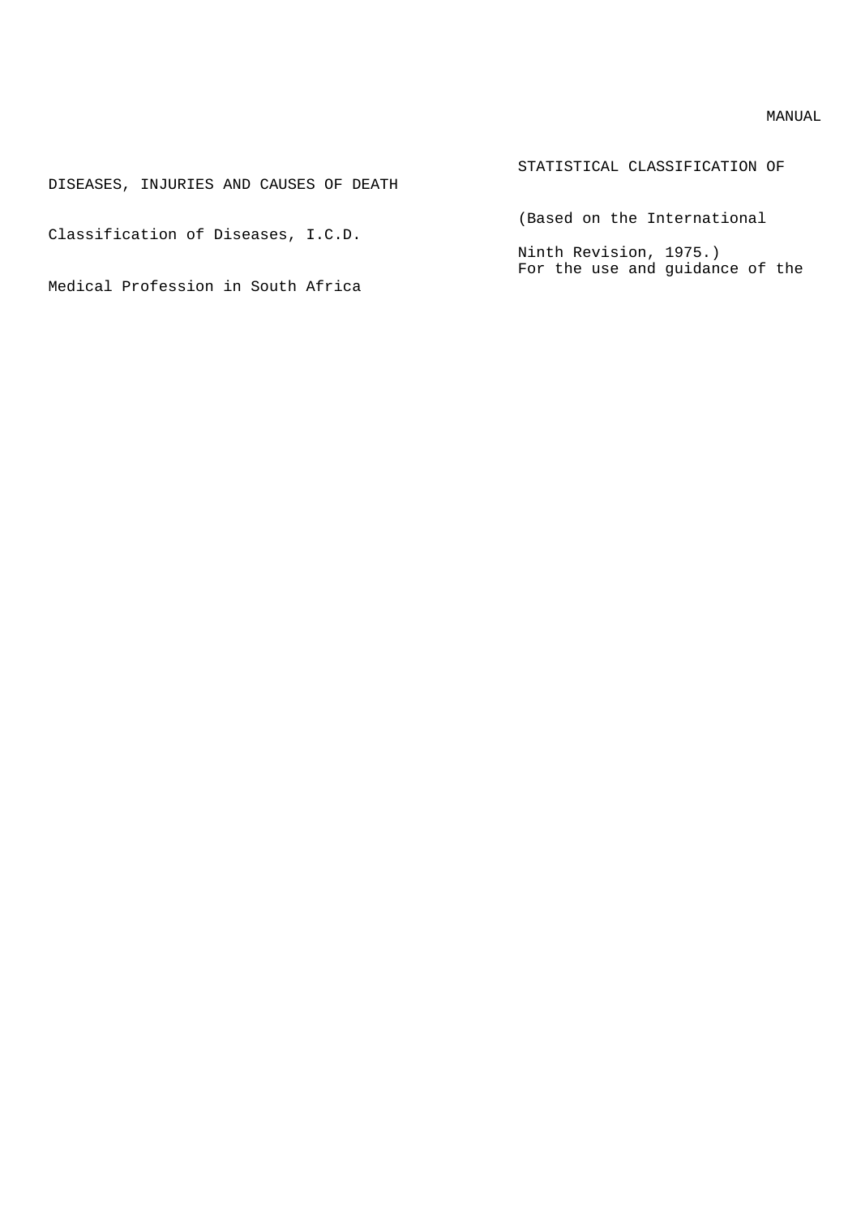# MANUAL

## STATISTICAL CLASSIFICATION OF DISEASES, INJURIES AND CAUSES OF DEATH

(Based on the International Classification of Diseases, I.C.D. Ninth Revision, 1975.)

For the use and guidance of the Medical Profession in South Africa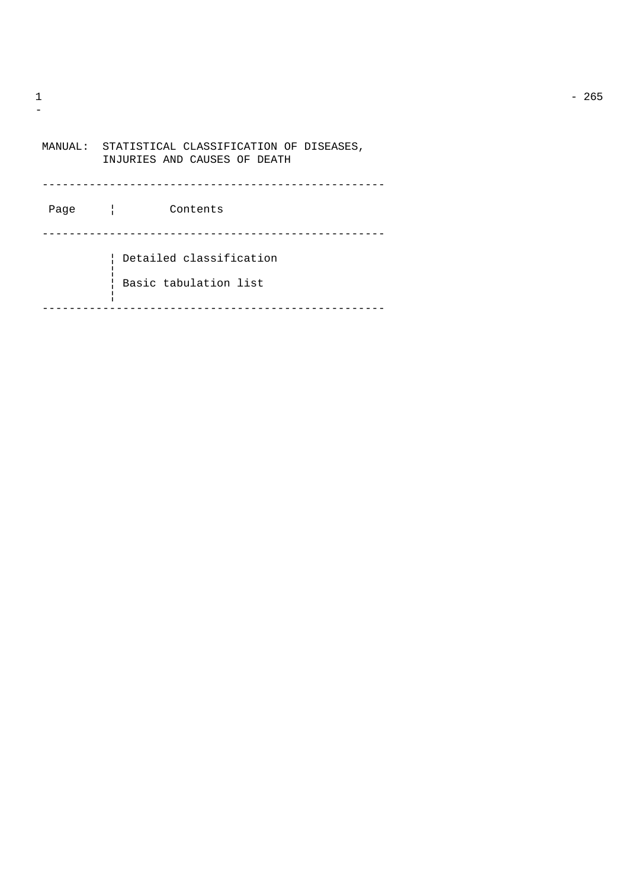MANUAL: STATISTICAL CLASSIFICATION OF DISEASES, INJURIES AND CAUSES OF DEATH

| Page | Contents |
|---|---|
| | Detailed classification |
| | Basic tabulation list |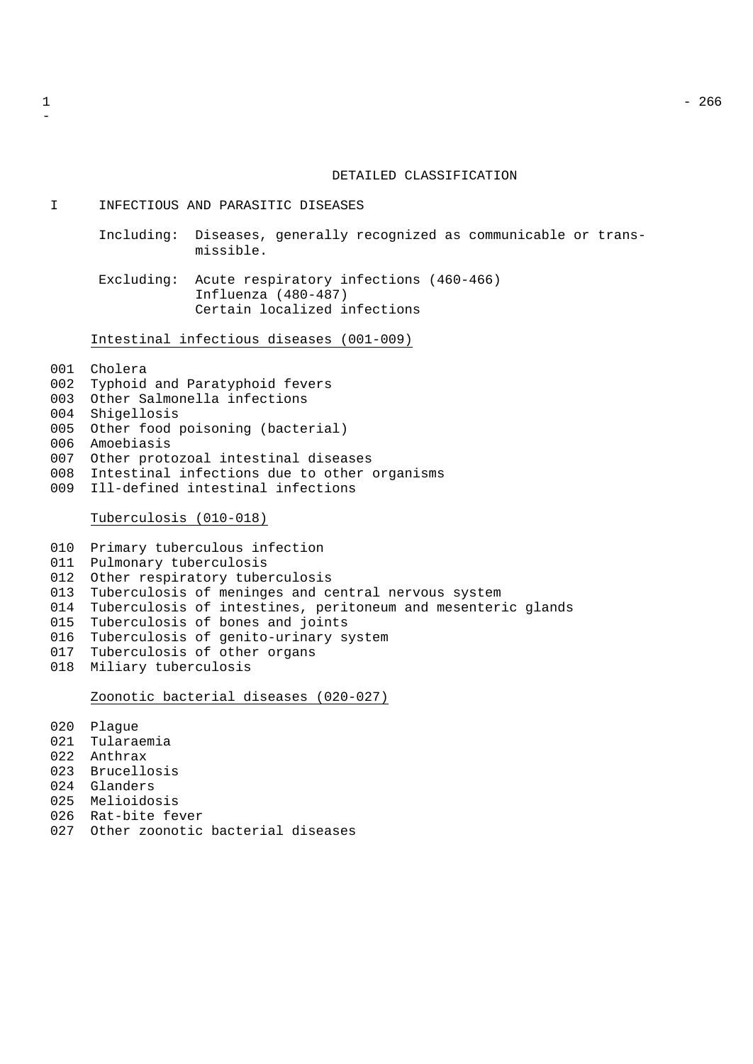# DETAILED CLASSIFICATION

## I INFECTIOUS AND PARASITIC DISEASES

Including: Diseases, generally recognized as communicable or transmissible.

Excluding: Acute respiratory infections (460-466)
Influenza (480-487)
Certain localized infections

<u>Intestinal infectious diseases (001-009)</u>

001 Cholera
002 Typhoid and Paratyphoid fevers
003 Other Salmonella infections
004 Shigellosis
005 Other food poisoning (bacterial)
006 Amoebiasis
007 Other protozoal intestinal diseases
008 Intestinal infections due to other organisms
009 Ill-defined intestinal infections

<u>Tuberculosis (010-018)</u>

010 Primary tuberculous infection
011 Pulmonary tuberculosis
012 Other respiratory tuberculosis
013 Tuberculosis of meninges and central nervous system
014 Tuberculosis of intestines, peritoneum and mesenteric glands
015 Tuberculosis of bones and joints
016 Tuberculosis of genito-urinary system
017 Tuberculosis of other organs
018 Miliary tuberculosis

<u>Zoonotic bacterial diseases (020-027)</u>

020 Plague
021 Tularaemia
022 Anthrax
023 Brucellosis
024 Glanders
025 Melioidosis
026 Rat-bite fever
027 Other zoonotic bacterial diseases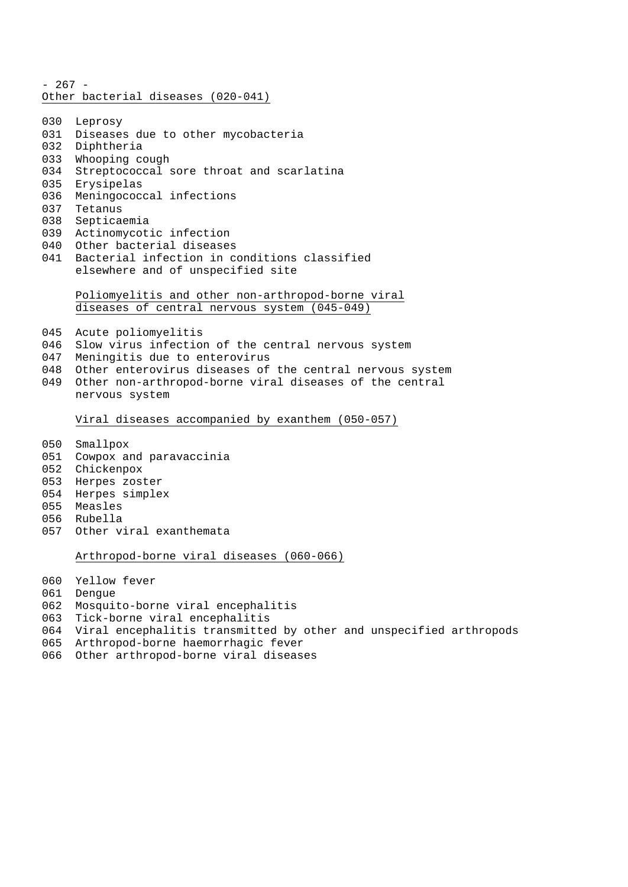Other bacterial diseases (020-041)

030 Leprosy
031 Diseases due to other mycobacteria
032 Diphtheria
033 Whooping cough
034 Streptococcal sore throat and scarlatina
035 Erysipelas
036 Meningococcal infections
037 Tetanus
038 Septicaemia
039 Actinomycotic infection
040 Other bacterial diseases
041 Bacterial infection in conditions classified elsewhere and of unspecified site

Poliomyelitis and other non-arthropod-borne viral diseases of central nervous system (045-049)

045 Acute poliomyelitis
046 Slow virus infection of the central nervous system
047 Meningitis due to enterovirus
048 Other enterovirus diseases of the central nervous system
049 Other non-arthropod-borne viral diseases of the central nervous system

Viral diseases accompanied by exanthem (050-057)

050 Smallpox
051 Cowpox and paravaccinia
052 Chickenpox
053 Herpes zoster
054 Herpes simplex
055 Measles
056 Rubella
057 Other viral exanthemata

Arthropod-borne viral diseases (060-066)

060 Yellow fever
061 Dengue
062 Mosquito-borne viral encephalitis
063 Tick-borne viral encephalitis
064 Viral encephalitis transmitted by other and unspecified arthropods
065 Arthropod-borne haemorrhagic fever
066 Other arthropod-borne viral diseases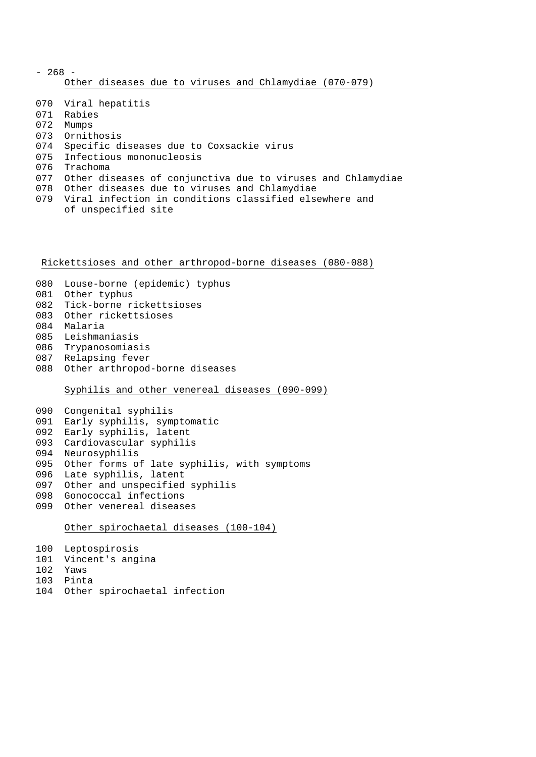## Other diseases due to viruses and Chlamydiae (070-079)

070 Viral hepatitis
071 Rabies
072 Mumps
073 Ornithosis
074 Specific diseases due to Coxsackie virus
075 Infectious mononucleosis
076 Trachoma
077 Other diseases of conjunctiva due to viruses and Chlamydiae
078 Other diseases due to viruses and Chlamydiae
079 Viral infection in conditions classified elsewhere and of unspecified site

## Rickettsioses and other arthropod-borne diseases (080-088)

080 Louse-borne (epidemic) typhus
081 Other typhus
082 Tick-borne rickettsioses
083 Other rickettsioses
084 Malaria
085 Leishmaniasis
086 Trypanosomiasis
087 Relapsing fever
088 Other arthropod-borne diseases

## Syphilis and other venereal diseases (090-099)

090 Congenital syphilis
091 Early syphilis, symptomatic
092 Early syphilis, latent
093 Cardiovascular syphilis
094 Neurosyphilis
095 Other forms of late syphilis, with symptoms
096 Late syphilis, latent
097 Other and unspecified syphilis
098 Gonococcal infections
099 Other venereal diseases

## Other spirochaetal diseases (100-104)

100 Leptospirosis
101 Vincent's angina
102 Yaws
103 Pinta
104 Other spirochaetal infection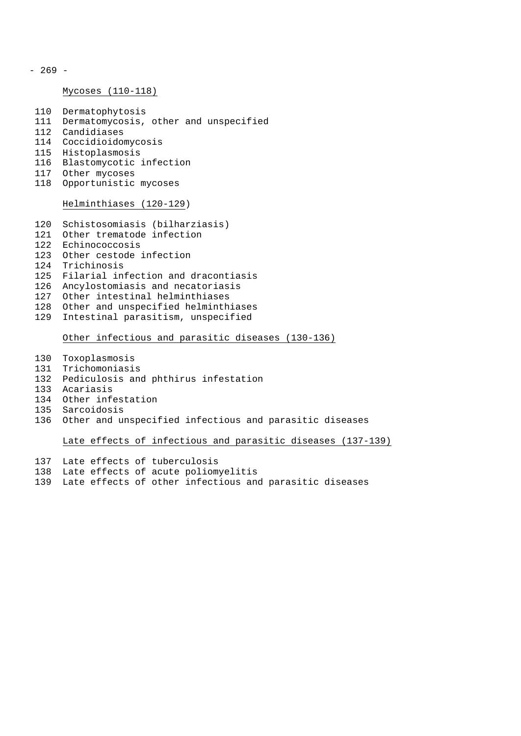<u>Mycoses (110-118)</u>

110 Dermatophytosis
111 Dermatomycosis, other and unspecified
112 Candidiases
114 Coccidioidomycosis
115 Histoplasmosis
116 Blastomycotic infection
117 Other mycoses
118 Opportunistic mycoses

<u>Helminthiases (120-129</u>)

120 Schistosomiasis (bilharziasis)
121 Other trematode infection
122 Echinococcosis
123 Other cestode infection
124 Trichinosis
125 Filarial infection and dracontiasis
126 Ancylostomiasis and necatoriasis
127 Other intestinal helminthiases
128 Other and unspecified helminthiases
129 Intestinal parasitism, unspecified

<u>Other infectious and parasitic diseases (130-136)</u>

130 Toxoplasmosis
131 Trichomoniasis
132 Pediculosis and phthirus infestation
133 Acariasis
134 Other infestation
135 Sarcoidosis
136 Other and unspecified infectious and parasitic diseases

<u>Late effects of infectious and parasitic diseases (137-139)</u>

137 Late effects of tuberculosis
138 Late effects of acute poliomyelitis
139 Late effects of other infectious and parasitic diseases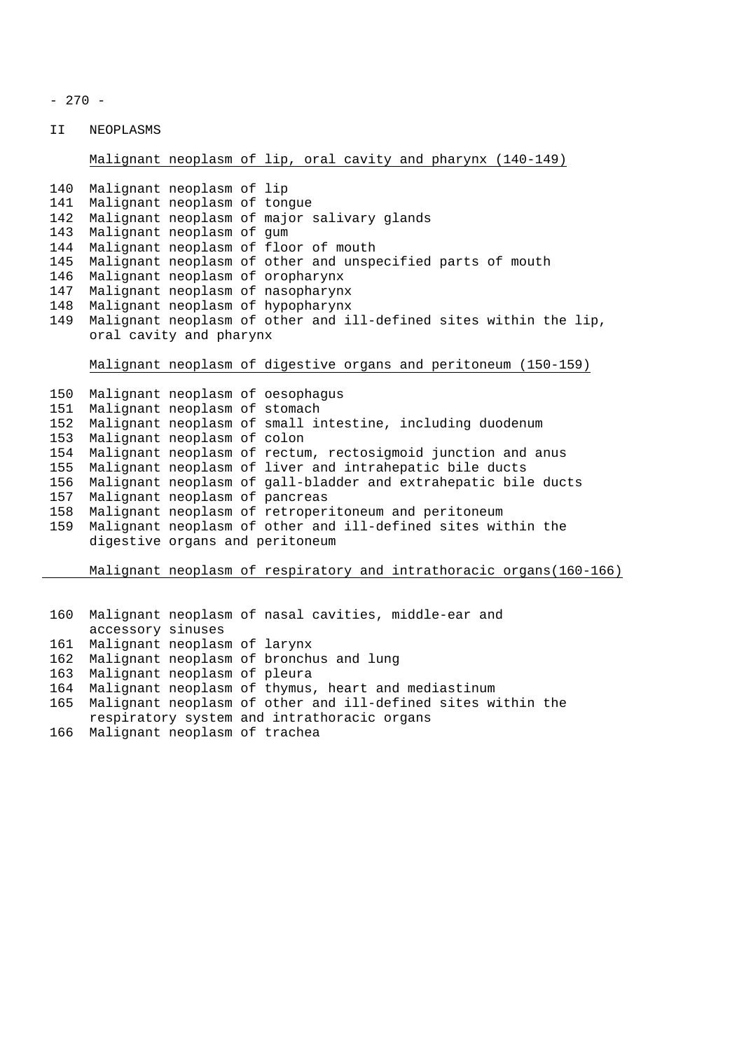## II NEOPLASMS

### Malignant neoplasm of lip, oral cavity and pharynx (140-149)

- 140 Malignant neoplasm of lip
- 141 Malignant neoplasm of tongue
- 142 Malignant neoplasm of major salivary glands
- 143 Malignant neoplasm of gum
- 144 Malignant neoplasm of floor of mouth
- 145 Malignant neoplasm of other and unspecified parts of mouth
- 146 Malignant neoplasm of oropharynx
- 147 Malignant neoplasm of nasopharynx
- 148 Malignant neoplasm of hypopharynx
- 149 Malignant neoplasm of other and ill-defined sites within the lip, oral cavity and pharynx

### Malignant neoplasm of digestive organs and peritoneum (150-159)

- 150 Malignant neoplasm of oesophagus
- 151 Malignant neoplasm of stomach
- 152 Malignant neoplasm of small intestine, including duodenum
- 153 Malignant neoplasm of colon
- 154 Malignant neoplasm of rectum, rectosigmoid junction and anus
- 155 Malignant neoplasm of liver and intrahepatic bile ducts
- 156 Malignant neoplasm of gall-bladder and extrahepatic bile ducts
- 157 Malignant neoplasm of pancreas
- 158 Malignant neoplasm of retroperitoneum and peritoneum
- 159 Malignant neoplasm of other and ill-defined sites within the digestive organs and peritoneum

### Malignant neoplasm of respiratory and intrathoracic organs(160-166)

- 160 Malignant neoplasm of nasal cavities, middle-ear and accessory sinuses
- 161 Malignant neoplasm of larynx
- 162 Malignant neoplasm of bronchus and lung
- 163 Malignant neoplasm of pleura
- 164 Malignant neoplasm of thymus, heart and mediastinum
- 165 Malignant neoplasm of other and ill-defined sites within the respiratory system and intrathoracic organs
- 166 Malignant neoplasm of trachea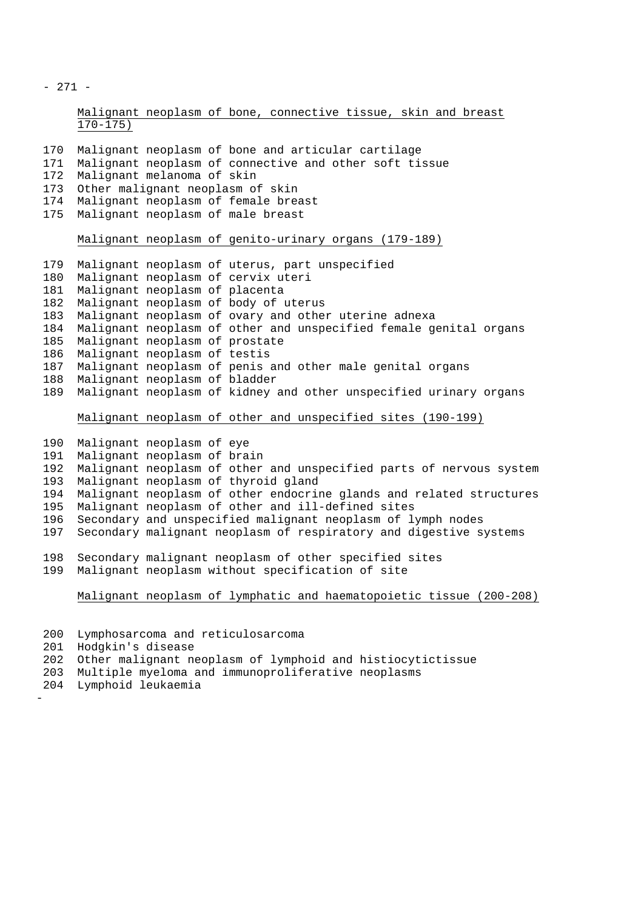### Malignant neoplasm of bone, connective tissue, skin and breast 170-175)

- 170 Malignant neoplasm of bone and articular cartilage
- 171 Malignant neoplasm of connective and other soft tissue
- 172 Malignant melanoma of skin
- 173 Other malignant neoplasm of skin
- 174 Malignant neoplasm of female breast
- 175 Malignant neoplasm of male breast

### Malignant neoplasm of genito-urinary organs (179-189)

- 179 Malignant neoplasm of uterus, part unspecified
- 180 Malignant neoplasm of cervix uteri
- 181 Malignant neoplasm of placenta
- 182 Malignant neoplasm of body of uterus
- 183 Malignant neoplasm of ovary and other uterine adnexa
- 184 Malignant neoplasm of other and unspecified female genital organs
- 185 Malignant neoplasm of prostate
- 186 Malignant neoplasm of testis
- 187 Malignant neoplasm of penis and other male genital organs
- 188 Malignant neoplasm of bladder
- 189 Malignant neoplasm of kidney and other unspecified urinary organs

### Malignant neoplasm of other and unspecified sites (190-199)

- 190 Malignant neoplasm of eye
- 191 Malignant neoplasm of brain
- 192 Malignant neoplasm of other and unspecified parts of nervous system
- 193 Malignant neoplasm of thyroid gland
- 194 Malignant neoplasm of other endocrine glands and related structures
- 195 Malignant neoplasm of other and ill-defined sites
- 196 Secondary and unspecified malignant neoplasm of lymph nodes
- 197 Secondary malignant neoplasm of respiratory and digestive systems
- 198 Secondary malignant neoplasm of other specified sites
- 199 Malignant neoplasm without specification of site

### Malignant neoplasm of lymphatic and haematopoietic tissue (200-208)

- 200 Lymphosarcoma and reticulosarcoma
- 201 Hodgkin's disease
- 202 Other malignant neoplasm of lymphoid and histiocytictissue
- 203 Multiple myeloma and immunoproliferative neoplasms
- 204 Lymphoid leukaemia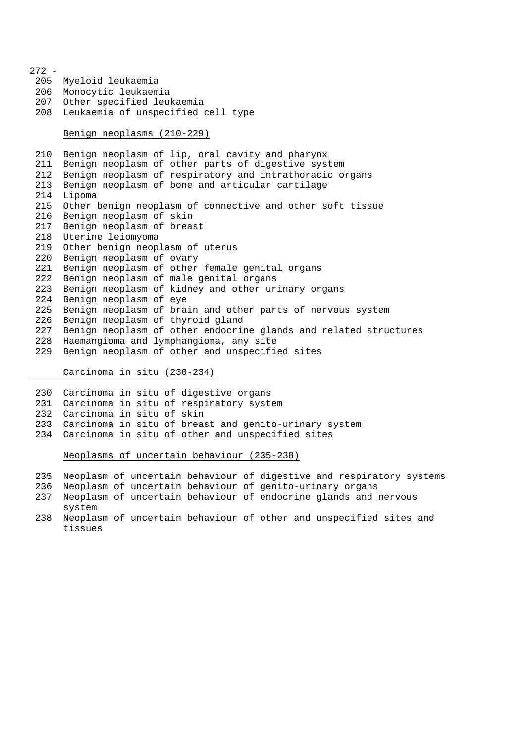205 Myeloid leukaemia
206 Monocytic leukaemia
207 Other specified leukaemia
208 Leukaemia of unspecified cell type

Benign neoplasms (210-229)

210 Benign neoplasm of lip, oral cavity and pharynx
211 Benign neoplasm of other parts of digestive system
212 Benign neoplasm of respiratory and intrathoracic organs
213 Benign neoplasm of bone and articular cartilage
214 Lipoma
215 Other benign neoplasm of connective and other soft tissue
216 Benign neoplasm of skin
217 Benign neoplasm of breast
218 Uterine leiomyoma
219 Other benign neoplasm of uterus
220 Benign neoplasm of ovary
221 Benign neoplasm of other female genital organs
222 Benign neoplasm of male genital organs
223 Benign neoplasm of kidney and other urinary organs
224 Benign neoplasm of eye
225 Benign neoplasm of brain and other parts of nervous system
226 Benign neoplasm of thyroid gland
227 Benign neoplasm of other endocrine glands and related structures
228 Haemangioma and lymphangioma, any site
229 Benign neoplasm of other and unspecified sites

Carcinoma in situ (230-234)

230 Carcinoma in situ of digestive organs
231 Carcinoma in situ of respiratory system
232 Carcinoma in situ of skin
233 Carcinoma in situ of breast and genito-urinary system
234 Carcinoma in situ of other and unspecified sites

Neoplasms of uncertain behaviour (235-238)

235 Neoplasm of uncertain behaviour of digestive and respiratory systems
236 Neoplasm of uncertain behaviour of genito-urinary organs
237 Neoplasm of uncertain behaviour of endocrine glands and nervous system
238 Neoplasm of uncertain behaviour of other and unspecified sites and tissues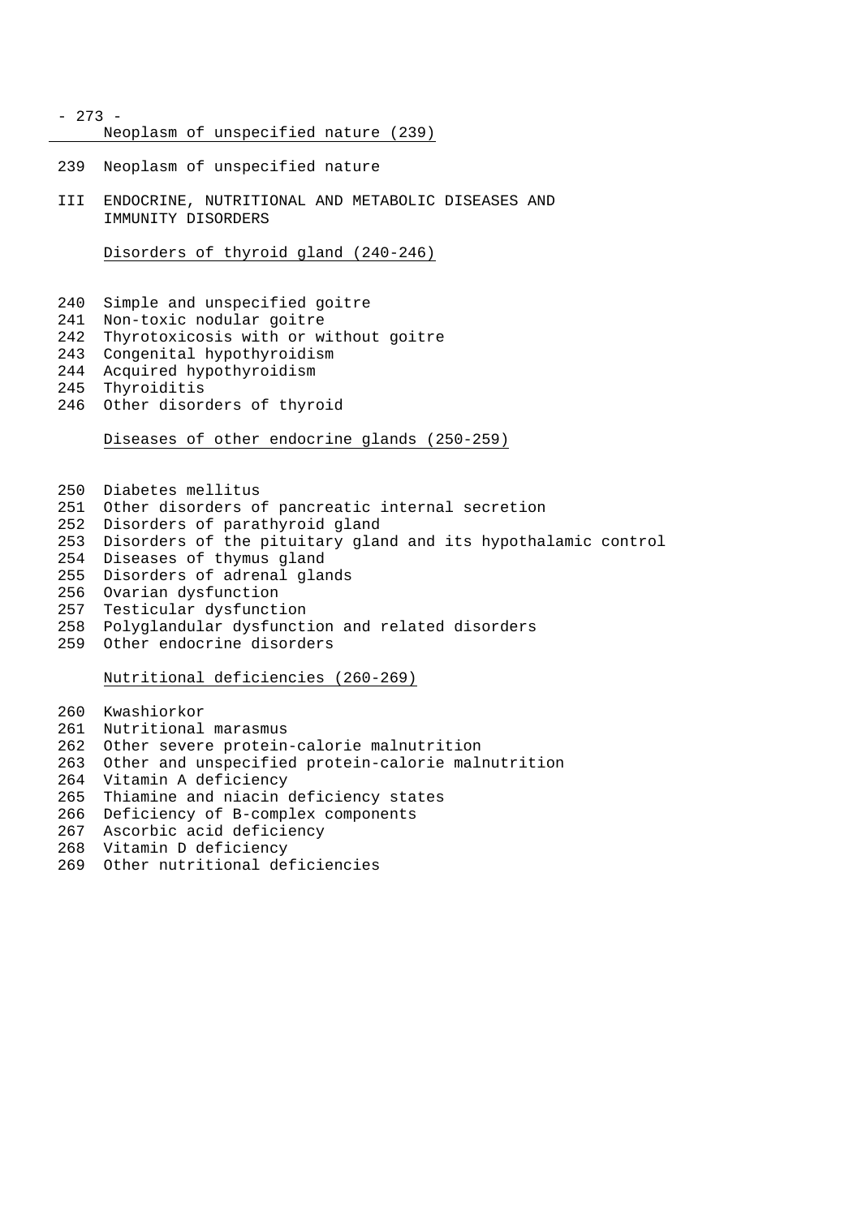Neoplasm of unspecified nature (239)

239 Neoplasm of unspecified nature

# III ENDOCRINE, NUTRITIONAL AND METABOLIC DISEASES AND IMMUNITY DISORDERS

## Disorders of thyroid gland (240-246)

240 Simple and unspecified goitre
241 Non-toxic nodular goitre
242 Thyrotoxicosis with or without goitre
243 Congenital hypothyroidism
244 Acquired hypothyroidism
245 Thyroiditis
246 Other disorders of thyroid

## Diseases of other endocrine glands (250-259)

250 Diabetes mellitus
251 Other disorders of pancreatic internal secretion
252 Disorders of parathyroid gland
253 Disorders of the pituitary gland and its hypothalamic control
254 Diseases of thymus gland
255 Disorders of adrenal glands
256 Ovarian dysfunction
257 Testicular dysfunction
258 Polyglandular dysfunction and related disorders
259 Other endocrine disorders

## Nutritional deficiencies (260-269)

260 Kwashiorkor
261 Nutritional marasmus
262 Other severe protein-calorie malnutrition
263 Other and unspecified protein-calorie malnutrition
264 Vitamin A deficiency
265 Thiamine and niacin deficiency states
266 Deficiency of B-complex components
267 Ascorbic acid deficiency
268 Vitamin D deficiency
269 Other nutritional deficiencies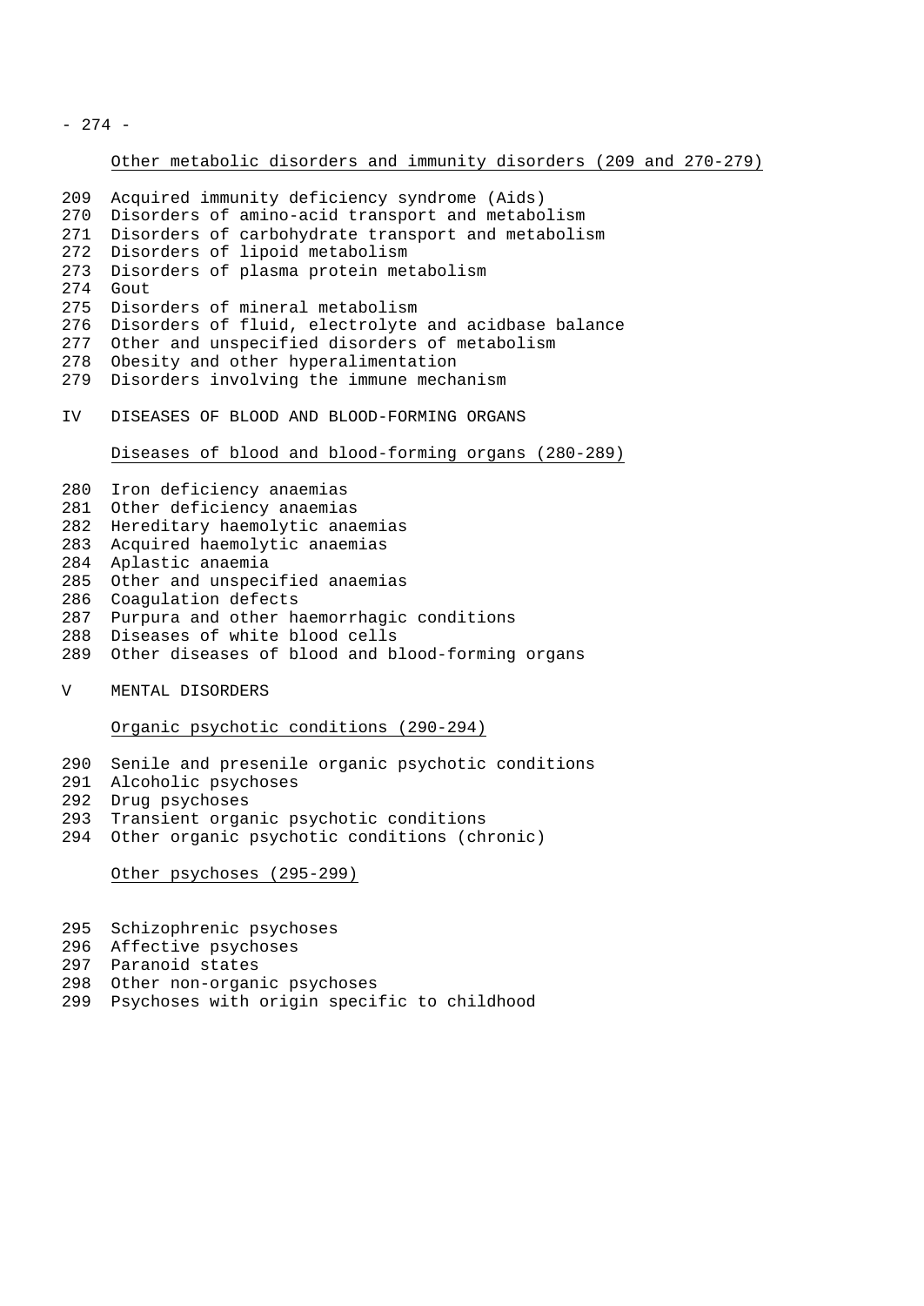Other metabolic disorders and immunity disorders (209 and 270-279)

209 Acquired immunity deficiency syndrome (Aids)
270 Disorders of amino-acid transport and metabolism
271 Disorders of carbohydrate transport and metabolism
272 Disorders of lipoid metabolism
273 Disorders of plasma protein metabolism
274 Gout
275 Disorders of mineral metabolism
276 Disorders of fluid, electrolyte and acidbase balance
277 Other and unspecified disorders of metabolism
278 Obesity and other hyperalimentation
279 Disorders involving the immune mechanism

## IV DISEASES OF BLOOD AND BLOOD-FORMING ORGANS

Diseases of blood and blood-forming organs (280-289)

280 Iron deficiency anaemias
281 Other deficiency anaemias
282 Hereditary haemolytic anaemias
283 Acquired haemolytic anaemias
284 Aplastic anaemia
285 Other and unspecified anaemias
286 Coagulation defects
287 Purpura and other haemorrhagic conditions
288 Diseases of white blood cells
289 Other diseases of blood and blood-forming organs

## V MENTAL DISORDERS

Organic psychotic conditions (290-294)

290 Senile and presenile organic psychotic conditions
291 Alcoholic psychoses
292 Drug psychoses
293 Transient organic psychotic conditions
294 Other organic psychotic conditions (chronic)

Other psychoses (295-299)

295 Schizophrenic psychoses
296 Affective psychoses
297 Paranoid states
298 Other non-organic psychoses
299 Psychoses with origin specific to childhood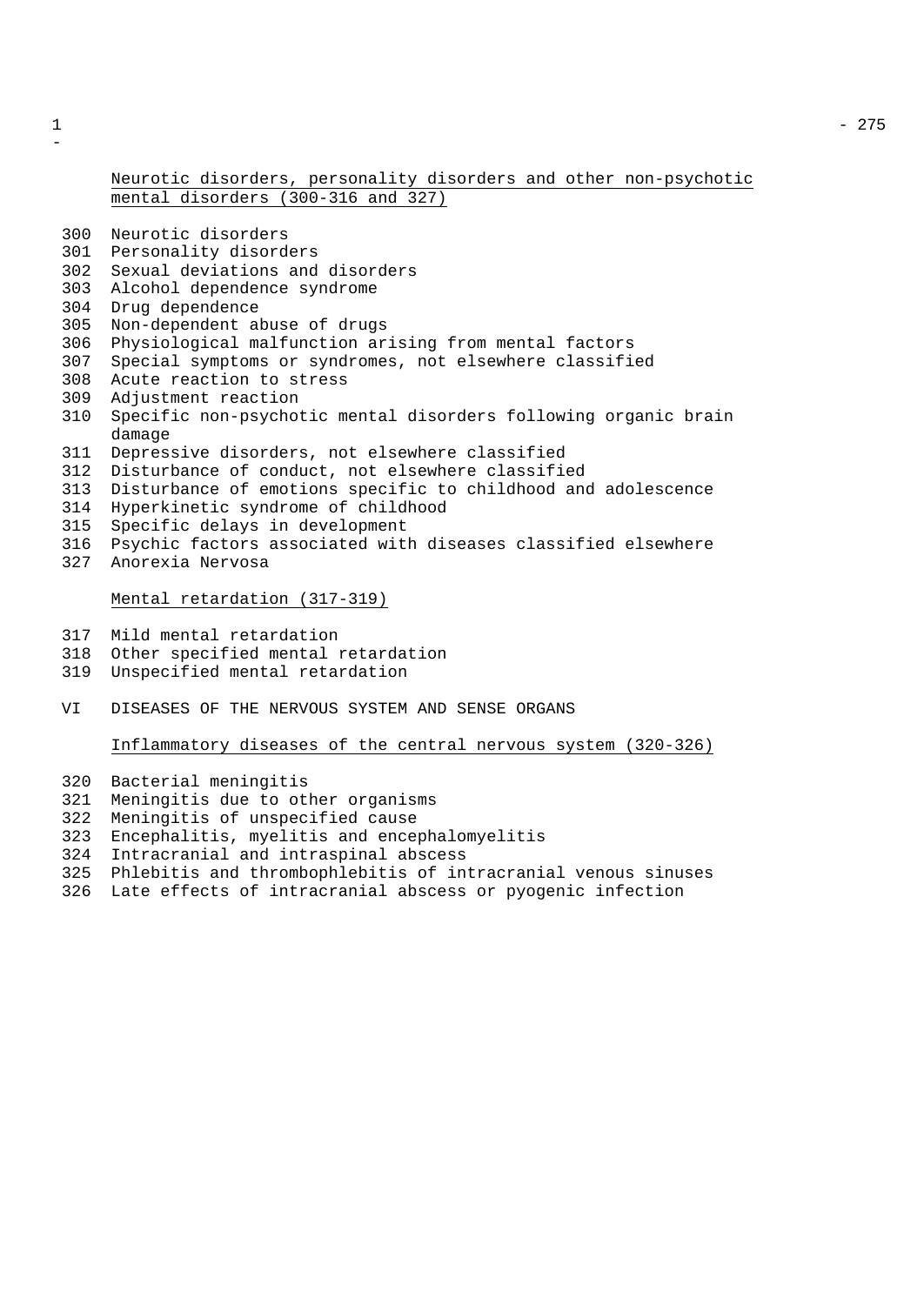Neurotic disorders, personality disorders and other non-psychotic mental disorders (300-316 and 327)

- 300 Neurotic disorders
- 301 Personality disorders
- 302 Sexual deviations and disorders
- 303 Alcohol dependence syndrome
- 304 Drug dependence
- 305 Non-dependent abuse of drugs
- 306 Physiological malfunction arising from mental factors
- 307 Special symptoms or syndromes, not elsewhere classified
- 308 Acute reaction to stress
- 309 Adjustment reaction
- 310 Specific non-psychotic mental disorders following organic brain damage
- 311 Depressive disorders, not elsewhere classified
- 312 Disturbance of conduct, not elsewhere classified
- 313 Disturbance of emotions specific to childhood and adolescence
- 314 Hyperkinetic syndrome of childhood
- 315 Specific delays in development
- 316 Psychic factors associated with diseases classified elsewhere
- 327 Anorexia Nervosa

Mental retardation (317-319)

- 317 Mild mental retardation
- 318 Other specified mental retardation
- 319 Unspecified mental retardation

## VI DISEASES OF THE NERVOUS SYSTEM AND SENSE ORGANS

Inflammatory diseases of the central nervous system (320-326)

- 320 Bacterial meningitis
- 321 Meningitis due to other organisms
- 322 Meningitis of unspecified cause
- 323 Encephalitis, myelitis and encephalomyelitis
- 324 Intracranial and intraspinal abscess
- 325 Phlebitis and thrombophlebitis of intracranial venous sinuses
- 326 Late effects of intracranial abscess or pyogenic infection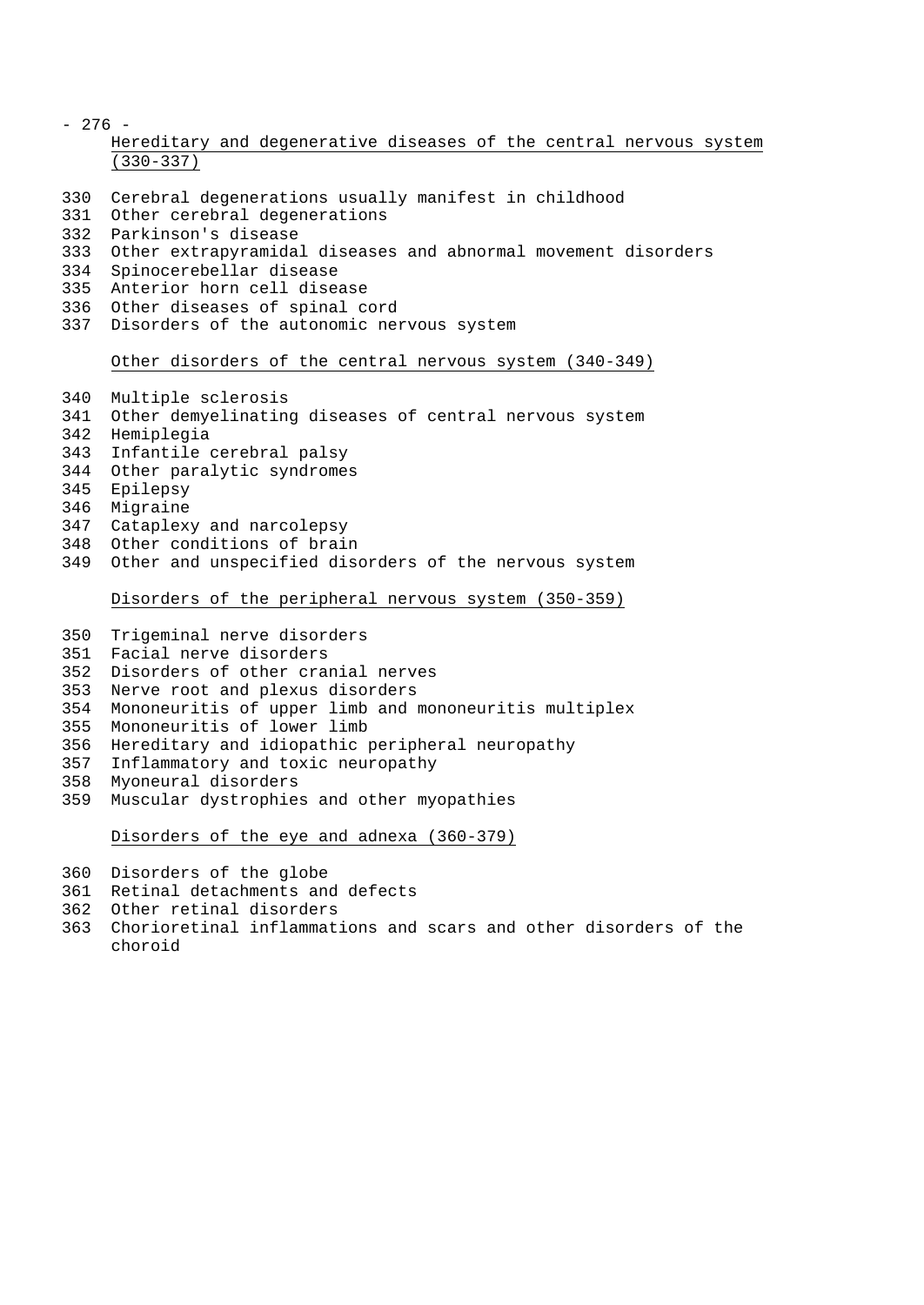### Hereditary and degenerative diseases of the central nervous system (330-337)

330 Cerebral degenerations usually manifest in childhood
331 Other cerebral degenerations
332 Parkinson's disease
333 Other extrapyramidal diseases and abnormal movement disorders
334 Spinocerebellar disease
335 Anterior horn cell disease
336 Other diseases of spinal cord
337 Disorders of the autonomic nervous system

### Other disorders of the central nervous system (340-349)

340 Multiple sclerosis
341 Other demyelinating diseases of central nervous system
342 Hemiplegia
343 Infantile cerebral palsy
344 Other paralytic syndromes
345 Epilepsy
346 Migraine
347 Cataplexy and narcolepsy
348 Other conditions of brain
349 Other and unspecified disorders of the nervous system

### Disorders of the peripheral nervous system (350-359)

350 Trigeminal nerve disorders
351 Facial nerve disorders
352 Disorders of other cranial nerves
353 Nerve root and plexus disorders
354 Mononeuritis of upper limb and mononeuritis multiplex
355 Mononeuritis of lower limb
356 Hereditary and idiopathic peripheral neuropathy
357 Inflammatory and toxic neuropathy
358 Myoneural disorders
359 Muscular dystrophies and other myopathies

### Disorders of the eye and adnexa (360-379)

360 Disorders of the globe
361 Retinal detachments and defects
362 Other retinal disorders
363 Chorioretinal inflammations and scars and other disorders of the choroid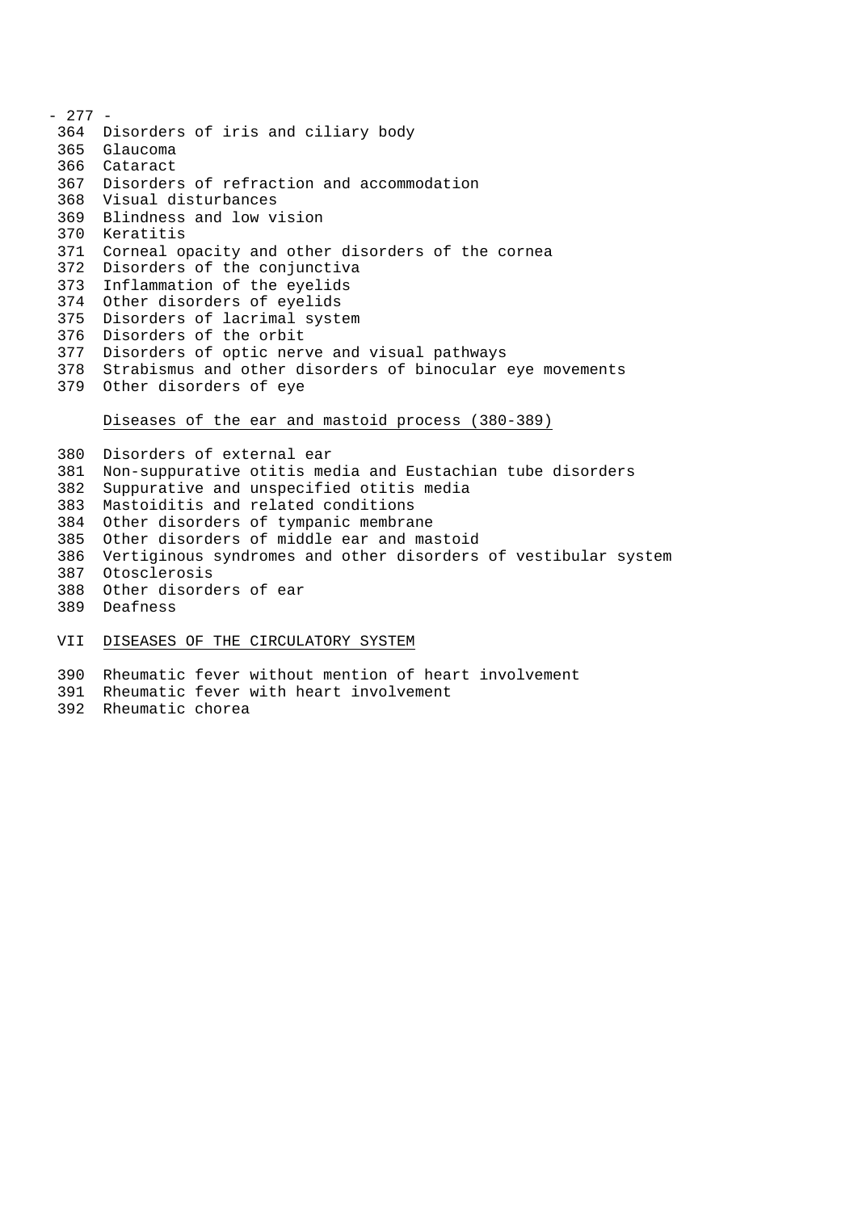364 Disorders of iris and ciliary body
365 Glaucoma
366 Cataract
367 Disorders of refraction and accommodation
368 Visual disturbances
369 Blindness and low vision
370 Keratitis
371 Corneal opacity and other disorders of the cornea
372 Disorders of the conjunctiva
373 Inflammation of the eyelids
374 Other disorders of eyelids
375 Disorders of lacrimal system
376 Disorders of the orbit
377 Disorders of optic nerve and visual pathways
378 Strabismus and other disorders of binocular eye movements
379 Other disorders of eye

### Diseases of the ear and mastoid process (380-389)

380 Disorders of external ear
381 Non-suppurative otitis media and Eustachian tube disorders
382 Suppurative and unspecified otitis media
383 Mastoiditis and related conditions
384 Other disorders of tympanic membrane
385 Other disorders of middle ear and mastoid
386 Vertiginous syndromes and other disorders of vestibular system
387 Otosclerosis
388 Other disorders of ear
389 Deafness

## VII DISEASES OF THE CIRCULATORY SYSTEM

390 Rheumatic fever without mention of heart involvement
391 Rheumatic fever with heart involvement
392 Rheumatic chorea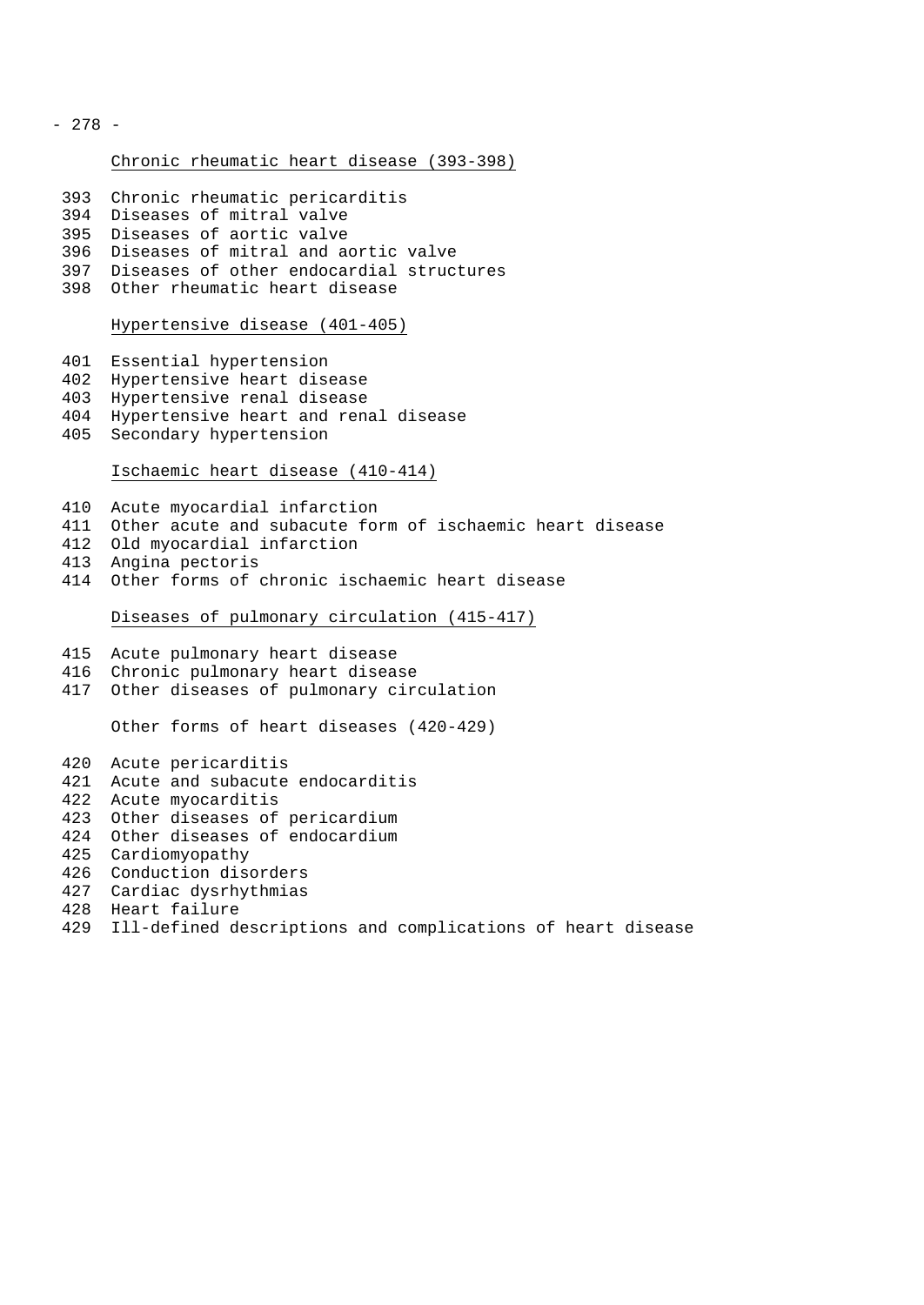### Chronic rheumatic heart disease (393-398)

393 Chronic rheumatic pericarditis
394 Diseases of mitral valve
395 Diseases of aortic valve
396 Diseases of mitral and aortic valve
397 Diseases of other endocardial structures
398 Other rheumatic heart disease

### Hypertensive disease (401-405)

401 Essential hypertension
402 Hypertensive heart disease
403 Hypertensive renal disease
404 Hypertensive heart and renal disease
405 Secondary hypertension

### Ischaemic heart disease (410-414)

410 Acute myocardial infarction
411 Other acute and subacute form of ischaemic heart disease
412 Old myocardial infarction
413 Angina pectoris
414 Other forms of chronic ischaemic heart disease

### Diseases of pulmonary circulation (415-417)

415 Acute pulmonary heart disease
416 Chronic pulmonary heart disease
417 Other diseases of pulmonary circulation

### Other forms of heart diseases (420-429)

420 Acute pericarditis
421 Acute and subacute endocarditis
422 Acute myocarditis
423 Other diseases of pericardium
424 Other diseases of endocardium
425 Cardiomyopathy
426 Conduction disorders
427 Cardiac dysrhythmias
428 Heart failure
429 Ill-defined descriptions and complications of heart disease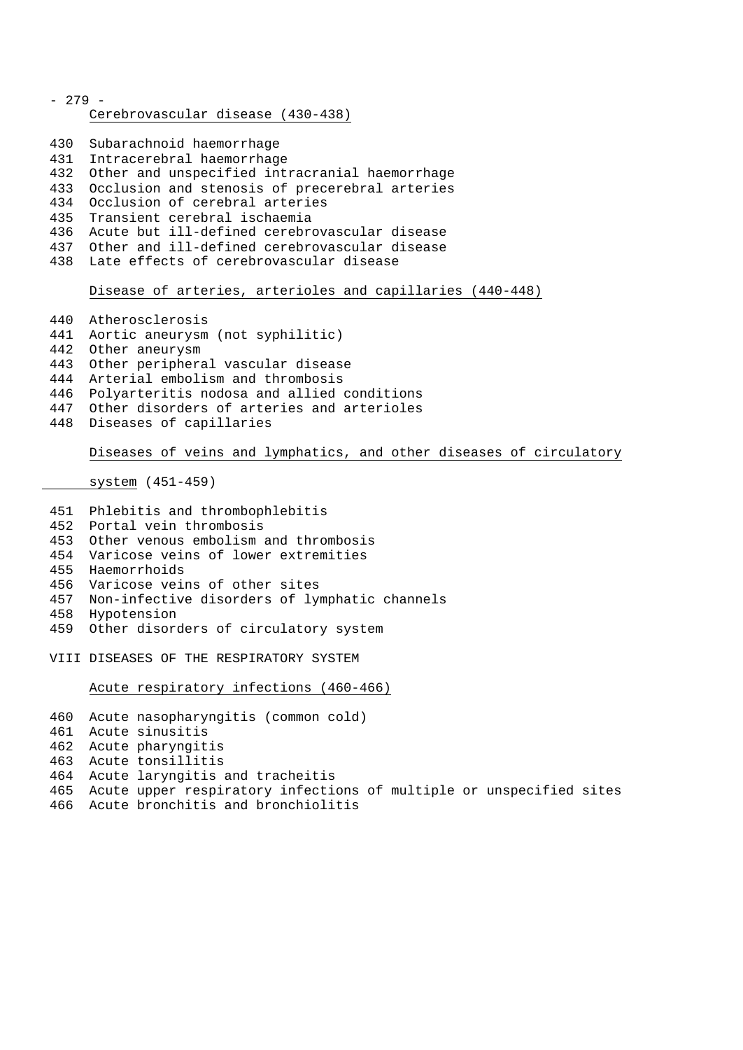### Cerebrovascular disease (430-438)

430 Subarachnoid haemorrhage
431 Intracerebral haemorrhage
432 Other and unspecified intracranial haemorrhage
433 Occlusion and stenosis of precerebral arteries
434 Occlusion of cerebral arteries
435 Transient cerebral ischaemia
436 Acute but ill-defined cerebrovascular disease
437 Other and ill-defined cerebrovascular disease
438 Late effects of cerebrovascular disease

### Disease of arteries, arterioles and capillaries (440-448)

440 Atherosclerosis
441 Aortic aneurysm (not syphilitic)
442 Other aneurysm
443 Other peripheral vascular disease
444 Arterial embolism and thrombosis
446 Polyarteritis nodosa and allied conditions
447 Other disorders of arteries and arterioles
448 Diseases of capillaries

### Diseases of veins and lymphatics, and other diseases of circulatory system (451-459)

451 Phlebitis and thrombophlebitis
452 Portal vein thrombosis
453 Other venous embolism and thrombosis
454 Varicose veins of lower extremities
455 Haemorrhoids
456 Varicose veins of other sites
457 Non-infective disorders of lymphatic channels
458 Hypotension
459 Other disorders of circulatory system

## VIII DISEASES OF THE RESPIRATORY SYSTEM

### Acute respiratory infections (460-466)

460 Acute nasopharyngitis (common cold)
461 Acute sinusitis
462 Acute pharyngitis
463 Acute tonsillitis
464 Acute laryngitis and tracheitis
465 Acute upper respiratory infections of multiple or unspecified sites
466 Acute bronchitis and bronchiolitis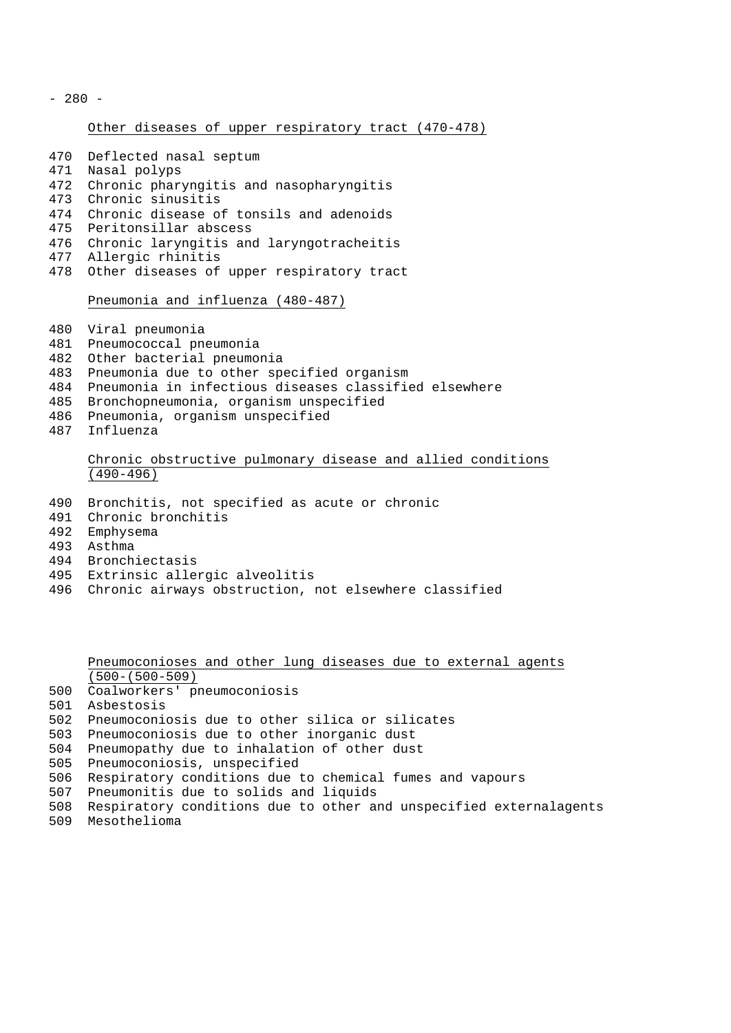### Other diseases of upper respiratory tract (470-478)

470 Deflected nasal septum
471 Nasal polyps
472 Chronic pharyngitis and nasopharyngitis
473 Chronic sinusitis
474 Chronic disease of tonsils and adenoids
475 Peritonsillar abscess
476 Chronic laryngitis and laryngotracheitis
477 Allergic rhinitis
478 Other diseases of upper respiratory tract

### Pneumonia and influenza (480-487)

480 Viral pneumonia
481 Pneumococcal pneumonia
482 Other bacterial pneumonia
483 Pneumonia due to other specified organism
484 Pneumonia in infectious diseases classified elsewhere
485 Bronchopneumonia, organism unspecified
486 Pneumonia, organism unspecified
487 Influenza

### Chronic obstructive pulmonary disease and allied conditions (490-496)

490 Bronchitis, not specified as acute or chronic
491 Chronic bronchitis
492 Emphysema
493 Asthma
494 Bronchiectasis
495 Extrinsic allergic alveolitis
496 Chronic airways obstruction, not elsewhere classified

### Pneumoconioses and other lung diseases due to external agents (500-(500-509)

500 Coalworkers' pneumoconiosis
501 Asbestosis
502 Pneumoconiosis due to other silica or silicates
503 Pneumoconiosis due to other inorganic dust
504 Pneumopathy due to inhalation of other dust
505 Pneumoconiosis, unspecified
506 Respiratory conditions due to chemical fumes and vapours
507 Pneumonitis due to solids and liquids
508 Respiratory conditions due to other and unspecified externalagents
509 Mesothelioma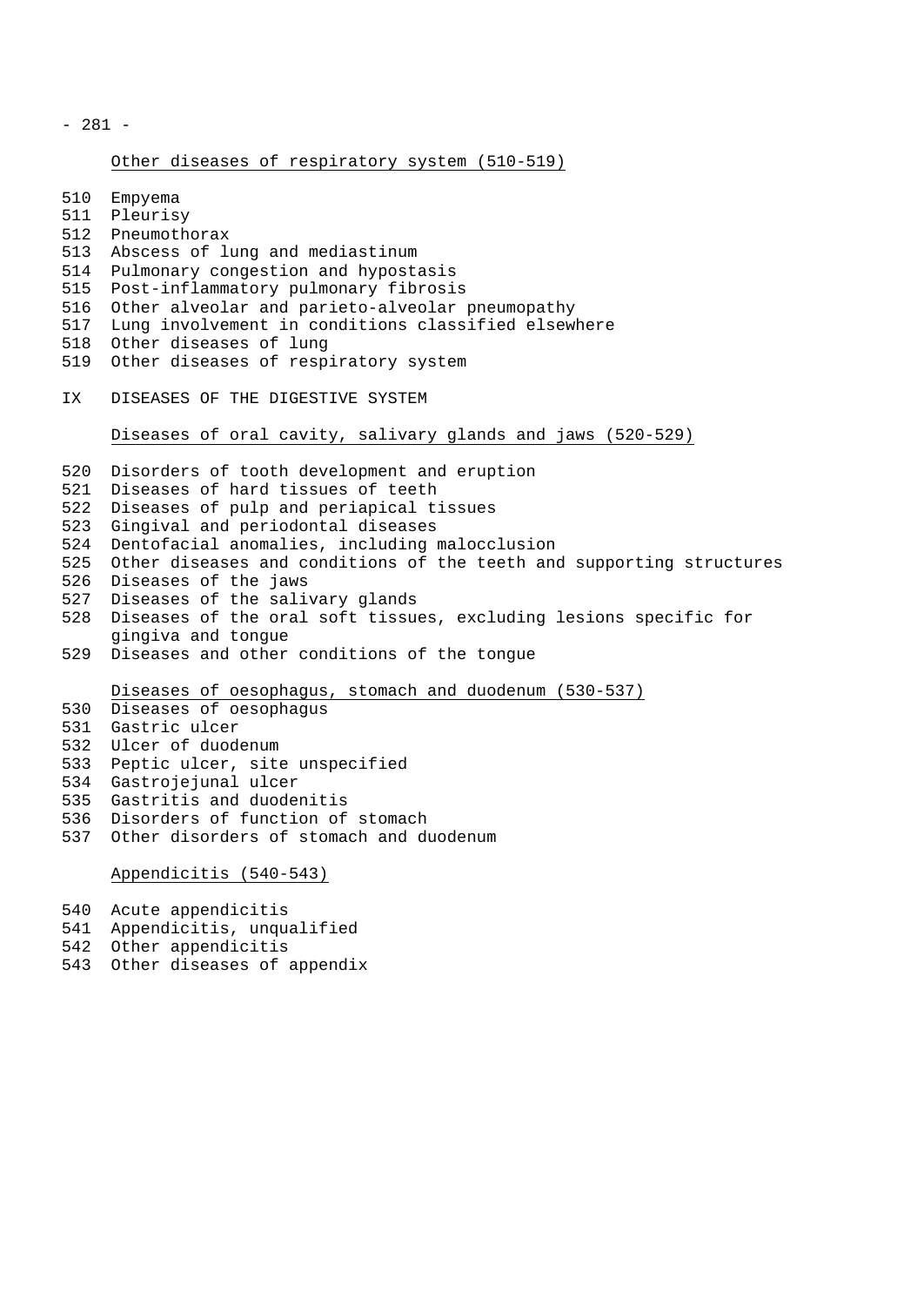<u>Other diseases of respiratory system (510-519)</u>

510 Empyema
511 Pleurisy
512 Pneumothorax
513 Abscess of lung and mediastinum
514 Pulmonary congestion and hypostasis
515 Post-inflammatory pulmonary fibrosis
516 Other alveolar and parieto-alveolar pneumopathy
517 Lung involvement in conditions classified elsewhere
518 Other diseases of lung
519 Other diseases of respiratory system

## IX DISEASES OF THE DIGESTIVE SYSTEM

<u>Diseases of oral cavity, salivary glands and jaws (520-529)</u>

520 Disorders of tooth development and eruption
521 Diseases of hard tissues of teeth
522 Diseases of pulp and periapical tissues
523 Gingival and periodontal diseases
524 Dentofacial anomalies, including malocclusion
525 Other diseases and conditions of the teeth and supporting structures
526 Diseases of the jaws
527 Diseases of the salivary glands
528 Diseases of the oral soft tissues, excluding lesions specific for gingiva and tongue
529 Diseases and other conditions of the tongue

<u>Diseases of oesophagus, stomach and duodenum (530-537)</u>

530 Diseases of oesophagus
531 Gastric ulcer
532 Ulcer of duodenum
533 Peptic ulcer, site unspecified
534 Gastrojejunal ulcer
535 Gastritis and duodenitis
536 Disorders of function of stomach
537 Other disorders of stomach and duodenum

<u>Appendicitis (540-543)</u>

540 Acute appendicitis
541 Appendicitis, unqualified
542 Other appendicitis
543 Other diseases of appendix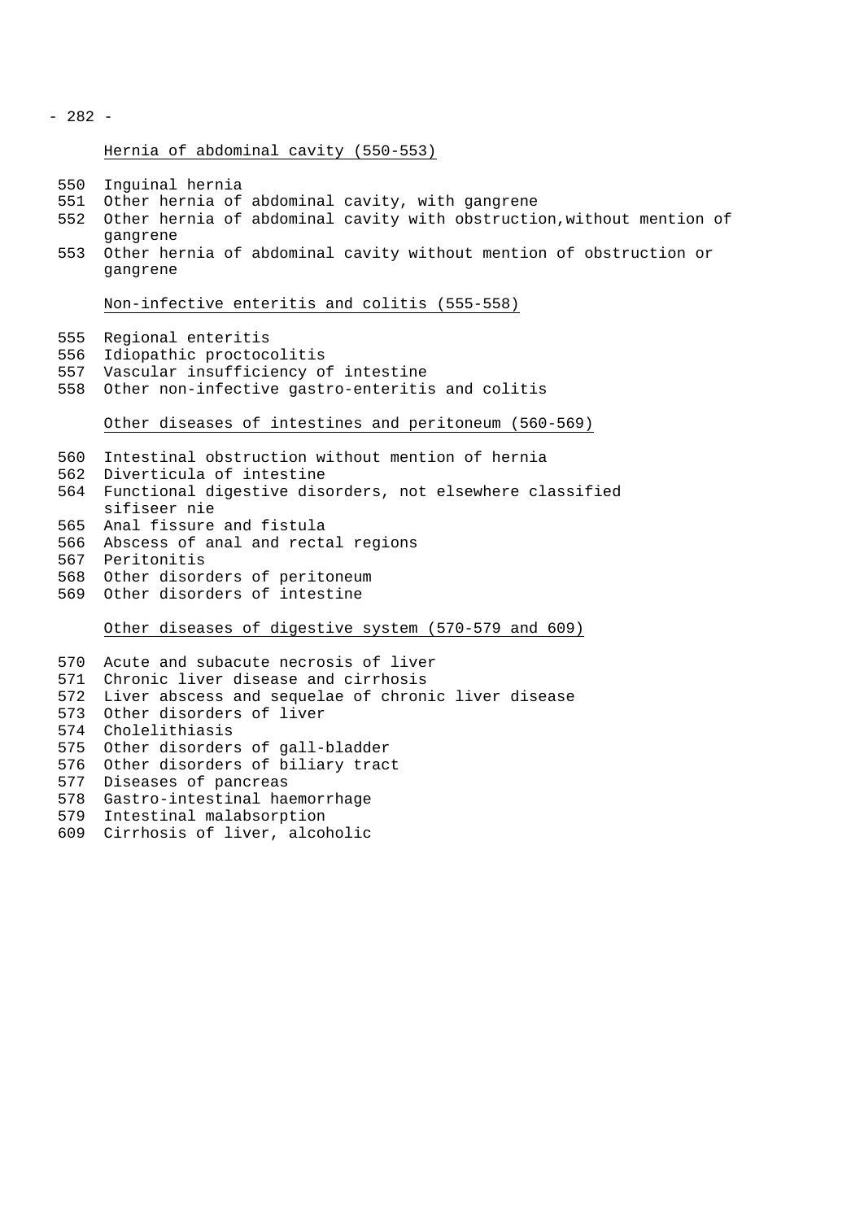## Hernia of abdominal cavity (550-553)

550 Inguinal hernia
551 Other hernia of abdominal cavity, with gangrene
552 Other hernia of abdominal cavity with obstruction,without mention of gangrene
553 Other hernia of abdominal cavity without mention of obstruction or gangrene

## Non-infective enteritis and colitis (555-558)

555 Regional enteritis
556 Idiopathic proctocolitis
557 Vascular insufficiency of intestine
558 Other non-infective gastro-enteritis and colitis

## Other diseases of intestines and peritoneum (560-569)

560 Intestinal obstruction without mention of hernia
562 Diverticula of intestine
564 Functional digestive disorders, not elsewhere classified sifiseer nie
565 Anal fissure and fistula
566 Abscess of anal and rectal regions
567 Peritonitis
568 Other disorders of peritoneum
569 Other disorders of intestine

## Other diseases of digestive system (570-579 and 609)

570 Acute and subacute necrosis of liver
571 Chronic liver disease and cirrhosis
572 Liver abscess and sequelae of chronic liver disease
573 Other disorders of liver
574 Cholelithiasis
575 Other disorders of gall-bladder
576 Other disorders of biliary tract
577 Diseases of pancreas
578 Gastro-intestinal haemorrhage
579 Intestinal malabsorption
609 Cirrhosis of liver, alcoholic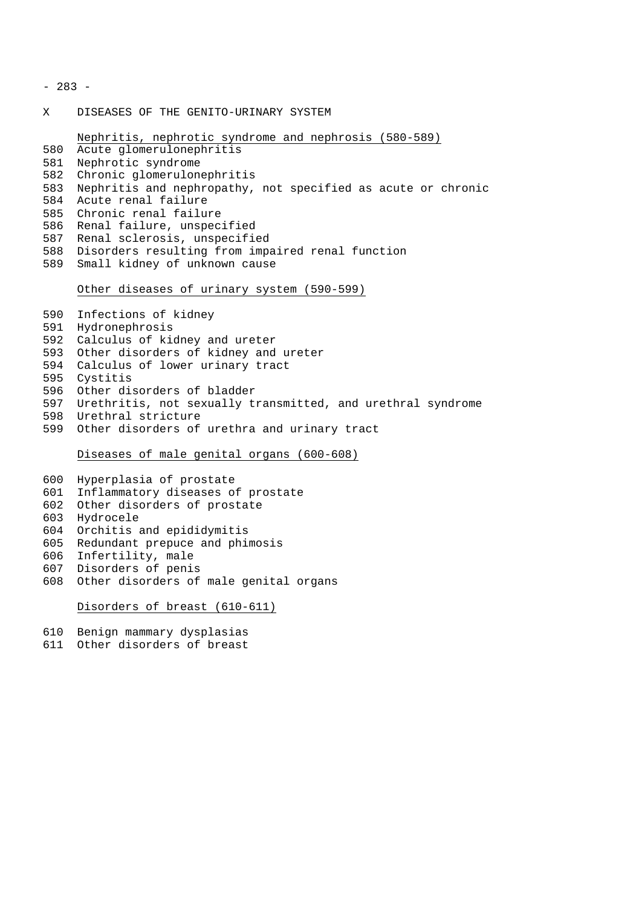## X DISEASES OF THE GENITO-URINARY SYSTEM

### Nephritis, nephrotic syndrome and nephrosis (580-589)

580 Acute glomerulonephritis
581 Nephrotic syndrome
582 Chronic glomerulonephritis
583 Nephritis and nephropathy, not specified as acute or chronic
584 Acute renal failure
585 Chronic renal failure
586 Renal failure, unspecified
587 Renal sclerosis, unspecified
588 Disorders resulting from impaired renal function
589 Small kidney of unknown cause

### Other diseases of urinary system (590-599)

590 Infections of kidney
591 Hydronephrosis
592 Calculus of kidney and ureter
593 Other disorders of kidney and ureter
594 Calculus of lower urinary tract
595 Cystitis
596 Other disorders of bladder
597 Urethritis, not sexually transmitted, and urethral syndrome
598 Urethral stricture
599 Other disorders of urethra and urinary tract

### Diseases of male genital organs (600-608)

600 Hyperplasia of prostate
601 Inflammatory diseases of prostate
602 Other disorders of prostate
603 Hydrocele
604 Orchitis and epididymitis
605 Redundant prepuce and phimosis
606 Infertility, male
607 Disorders of penis
608 Other disorders of male genital organs

### Disorders of breast (610-611)

610 Benign mammary dysplasias
611 Other disorders of breast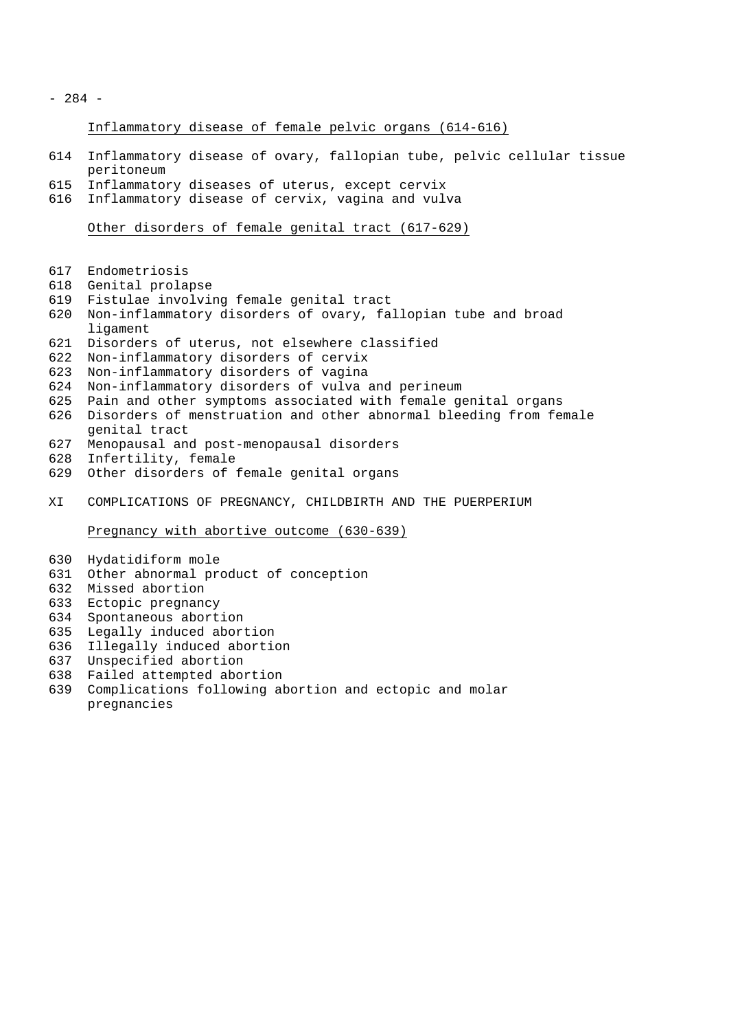### Inflammatory disease of female pelvic organs (614-616)

614 Inflammatory disease of ovary, fallopian tube, pelvic cellular tissue peritoneum
615 Inflammatory diseases of uterus, except cervix
616 Inflammatory disease of cervix, vagina and vulva

### Other disorders of female genital tract (617-629)

617 Endometriosis
618 Genital prolapse
619 Fistulae involving female genital tract
620 Non-inflammatory disorders of ovary, fallopian tube and broad ligament
621 Disorders of uterus, not elsewhere classified
622 Non-inflammatory disorders of cervix
623 Non-inflammatory disorders of vagina
624 Non-inflammatory disorders of vulva and perineum
625 Pain and other symptoms associated with female genital organs
626 Disorders of menstruation and other abnormal bleeding from female genital tract
627 Menopausal and post-menopausal disorders
628 Infertility, female
629 Other disorders of female genital organs

## XI COMPLICATIONS OF PREGNANCY, CHILDBIRTH AND THE PUERPERIUM

### Pregnancy with abortive outcome (630-639)

630 Hydatidiform mole
631 Other abnormal product of conception
632 Missed abortion
633 Ectopic pregnancy
634 Spontaneous abortion
635 Legally induced abortion
636 Illegally induced abortion
637 Unspecified abortion
638 Failed attempted abortion
639 Complications following abortion and ectopic and molar pregnancies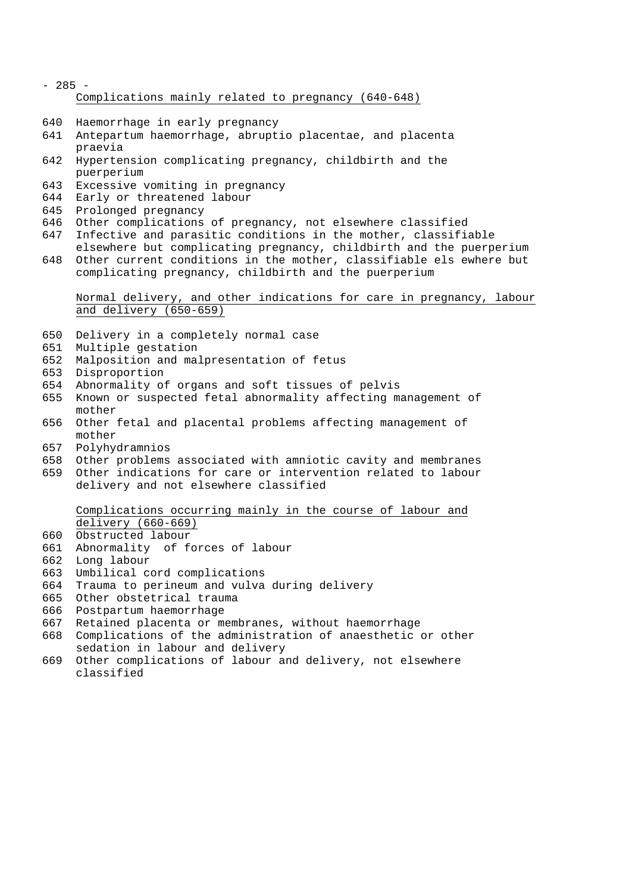## Complications mainly related to pregnancy (640-648)

640 Haemorrhage in early pregnancy
641 Antepartum haemorrhage, abruptio placentae, and placenta praevia
642 Hypertension complicating pregnancy, childbirth and the puerperium
643 Excessive vomiting in pregnancy
644 Early or threatened labour
645 Prolonged pregnancy
646 Other complications of pregnancy, not elsewhere classified
647 Infective and parasitic conditions in the mother, classifiable elsewhere but complicating pregnancy, childbirth and the puerperium
648 Other current conditions in the mother, classifiable els ewhere but complicating pregnancy, childbirth and the puerperium

## Normal delivery, and other indications for care in pregnancy, labour and delivery (650-659)

650 Delivery in a completely normal case
651 Multiple gestation
652 Malposition and malpresentation of fetus
653 Disproportion
654 Abnormality of organs and soft tissues of pelvis
655 Known or suspected fetal abnormality affecting management of mother
656 Other fetal and placental problems affecting management of mother
657 Polyhydramnios
658 Other problems associated with amniotic cavity and membranes
659 Other indications for care or intervention related to labour delivery and not elsewhere classified

## Complications occurring mainly in the course of labour and delivery (660-669)

660 Obstructed labour
661 Abnormality of forces of labour
662 Long labour
663 Umbilical cord complications
664 Trauma to perineum and vulva during delivery
665 Other obstetrical trauma
666 Postpartum haemorrhage
667 Retained placenta or membranes, without haemorrhage
668 Complications of the administration of anaesthetic or other sedation in labour and delivery
669 Other complications of labour and delivery, not elsewhere classified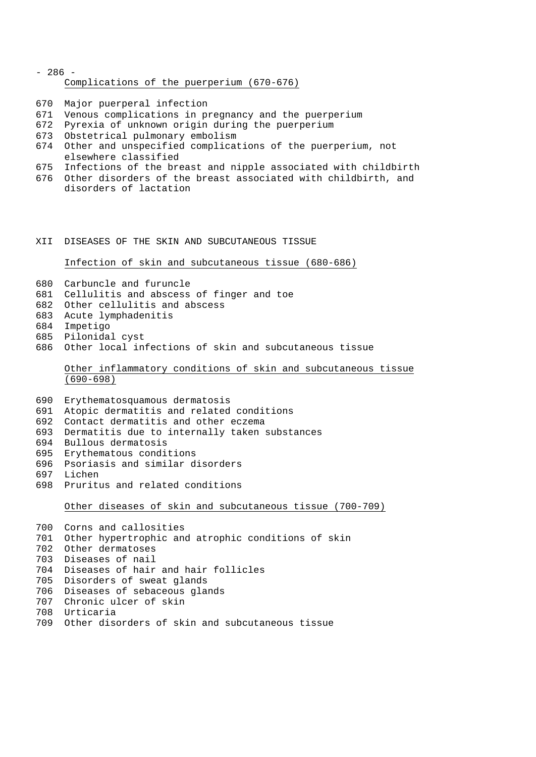Complications of the puerperium (670-676)

670 Major puerperal infection
671 Venous complications in pregnancy and the puerperium
672 Pyrexia of unknown origin during the puerperium
673 Obstetrical pulmonary embolism
674 Other and unspecified complications of the puerperium, not elsewhere classified
675 Infections of the breast and nipple associated with childbirth
676 Other disorders of the breast associated with childbirth, and disorders of lactation

## XII DISEASES OF THE SKIN AND SUBCUTANEOUS TISSUE

Infection of skin and subcutaneous tissue (680-686)

680 Carbuncle and furuncle
681 Cellulitis and abscess of finger and toe
682 Other cellulitis and abscess
683 Acute lymphadenitis
684 Impetigo
685 Pilonidal cyst
686 Other local infections of skin and subcutaneous tissue

Other inflammatory conditions of skin and subcutaneous tissue (690-698)

690 Erythematosquamous dermatosis
691 Atopic dermatitis and related conditions
692 Contact dermatitis and other eczema
693 Dermatitis due to internally taken substances
694 Bullous dermatosis
695 Erythematous conditions
696 Psoriasis and similar disorders
697 Lichen
698 Pruritus and related conditions

Other diseases of skin and subcutaneous tissue (700-709)

700 Corns and callosities
701 Other hypertrophic and atrophic conditions of skin
702 Other dermatoses
703 Diseases of nail
704 Diseases of hair and hair follicles
705 Disorders of sweat glands
706 Diseases of sebaceous glands
707 Chronic ulcer of skin
708 Urticaria
709 Other disorders of skin and subcutaneous tissue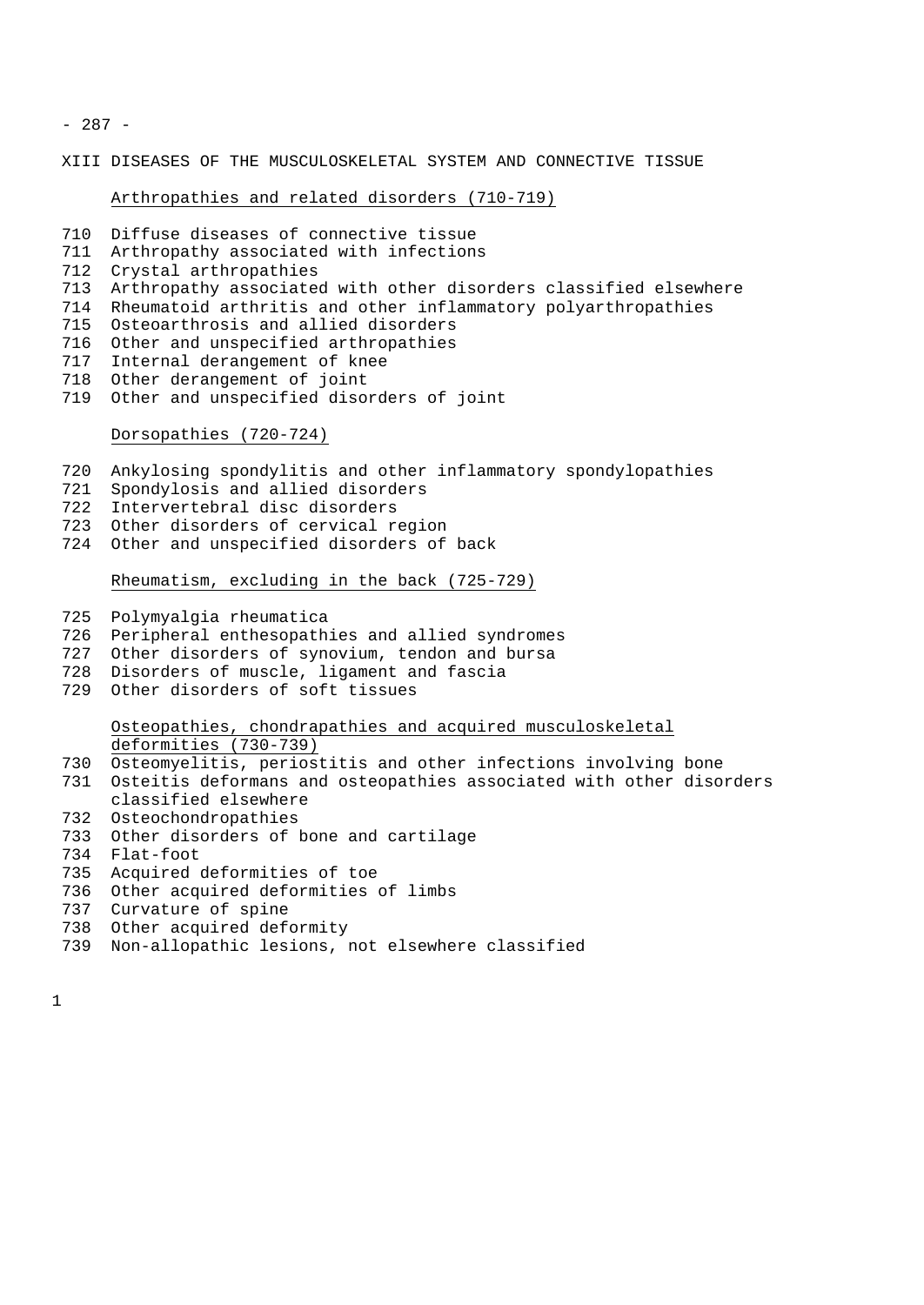# XIII DISEASES OF THE MUSCULOSKELETAL SYSTEM AND CONNECTIVE TISSUE

## Arthropathies and related disorders (710-719)

710 Diffuse diseases of connective tissue
711 Arthropathy associated with infections
712 Crystal arthropathies
713 Arthropathy associated with other disorders classified elsewhere
714 Rheumatoid arthritis and other inflammatory polyarthropathies
715 Osteoarthrosis and allied disorders
716 Other and unspecified arthropathies
717 Internal derangement of knee
718 Other derangement of joint
719 Other and unspecified disorders of joint

## Dorsopathies (720-724)

720 Ankylosing spondylitis and other inflammatory spondylopathies
721 Spondylosis and allied disorders
722 Intervertebral disc disorders
723 Other disorders of cervical region
724 Other and unspecified disorders of back

## Rheumatism, excluding in the back (725-729)

725 Polymyalgia rheumatica
726 Peripheral enthesopathies and allied syndromes
727 Other disorders of synovium, tendon and bursa
728 Disorders of muscle, ligament and fascia
729 Other disorders of soft tissues

## Osteopathies, chondrapathies and acquired musculoskeletal deformities (730-739)

730 Osteomyelitis, periostitis and other infections involving bone
731 Osteitis deformans and osteopathies associated with other disorders classified elsewhere
732 Osteochondropathies
733 Other disorders of bone and cartilage
734 Flat-foot
735 Acquired deformities of toe
736 Other acquired deformities of limbs
737 Curvature of spine
738 Other acquired deformity
739 Non-allopathic lesions, not elsewhere classified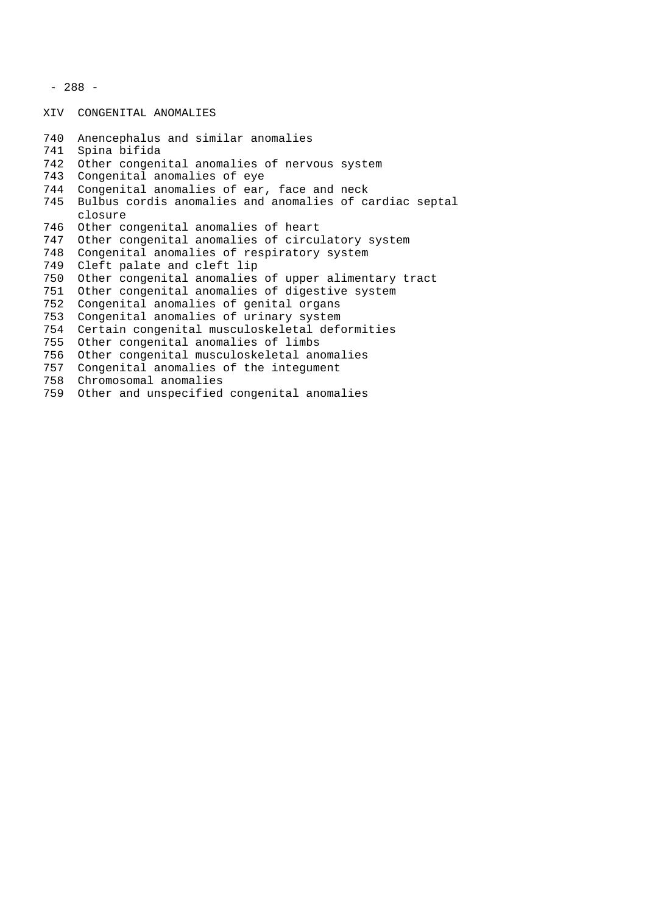## XIV CONGENITAL ANOMALIES

740 Anencephalus and similar anomalies
741 Spina bifida
742 Other congenital anomalies of nervous system
743 Congenital anomalies of eye
744 Congenital anomalies of ear, face and neck
745 Bulbus cordis anomalies and anomalies of cardiac septal closure
746 Other congenital anomalies of heart
747 Other congenital anomalies of circulatory system
748 Congenital anomalies of respiratory system
749 Cleft palate and cleft lip
750 Other congenital anomalies of upper alimentary tract
751 Other congenital anomalies of digestive system
752 Congenital anomalies of genital organs
753 Congenital anomalies of urinary system
754 Certain congenital musculoskeletal deformities
755 Other congenital anomalies of limbs
756 Other congenital musculoskeletal anomalies
757 Congenital anomalies of the integument
758 Chromosomal anomalies
759 Other and unspecified congenital anomalies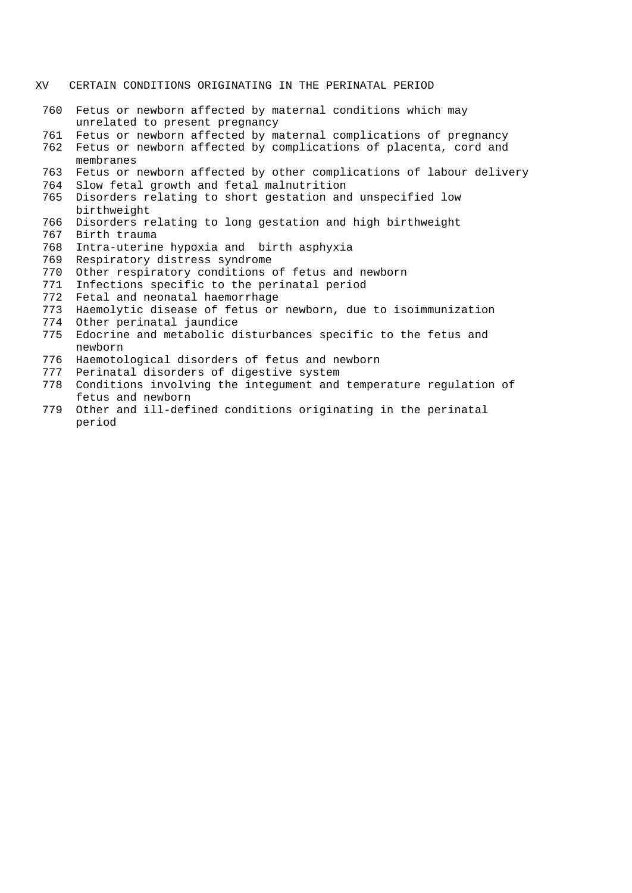## XV CERTAIN CONDITIONS ORIGINATING IN THE PERINATAL PERIOD

- 760 Fetus or newborn affected by maternal conditions which may unrelated to present pregnancy
- 761 Fetus or newborn affected by maternal complications of pregnancy
- 762 Fetus or newborn affected by complications of placenta, cord and membranes
- 763 Fetus or newborn affected by other complications of labour delivery
- 764 Slow fetal growth and fetal malnutrition
- 765 Disorders relating to short gestation and unspecified low birthweight
- 766 Disorders relating to long gestation and high birthweight
- 767 Birth trauma
- 768 Intra-uterine hypoxia and birth asphyxia
- 769 Respiratory distress syndrome
- 770 Other respiratory conditions of fetus and newborn
- 771 Infections specific to the perinatal period
- 772 Fetal and neonatal haemorrhage
- 773 Haemolytic disease of fetus or newborn, due to isoimmunization
- 774 Other perinatal jaundice
- 775 Edocrine and metabolic disturbances specific to the fetus and newborn
- 776 Haemotological disorders of fetus and newborn
- 777 Perinatal disorders of digestive system
- 778 Conditions involving the integument and temperature regulation of fetus and newborn
- 779 Other and ill-defined conditions originating in the perinatal period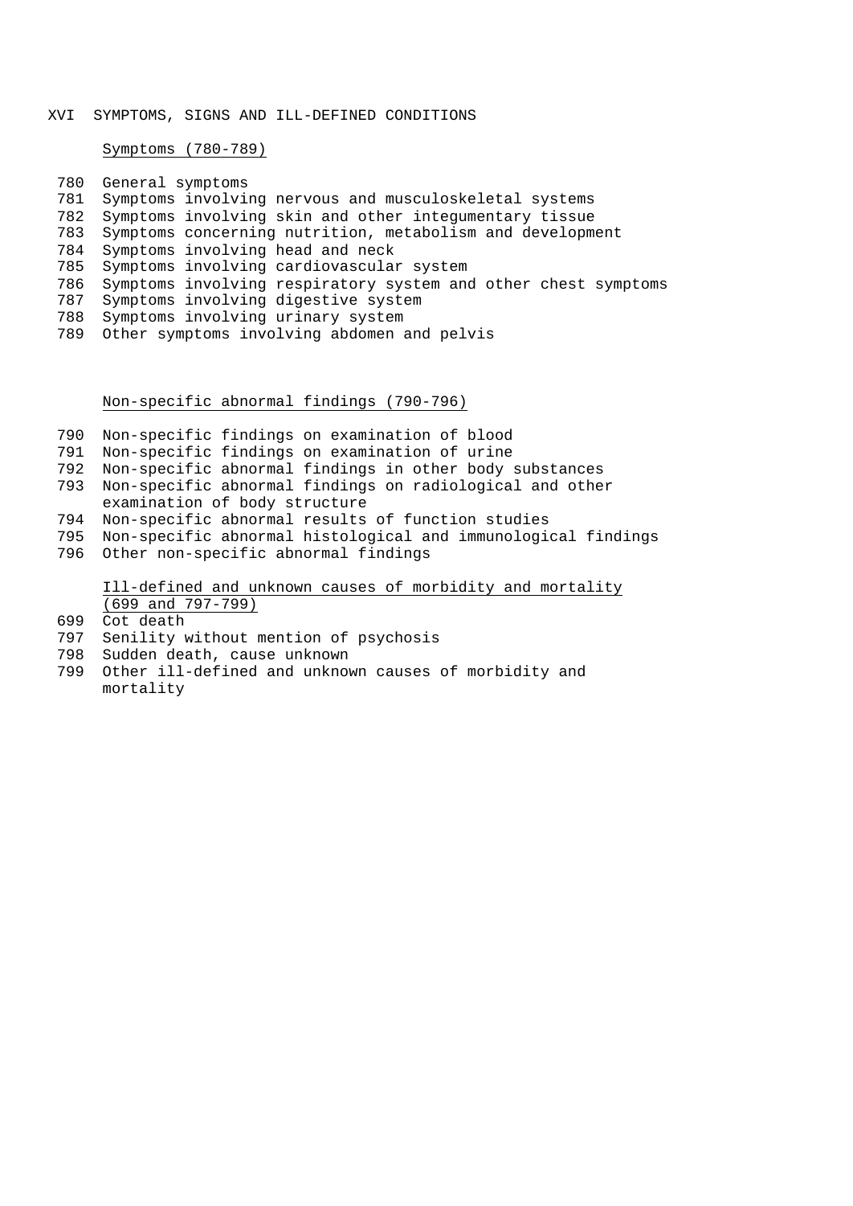## XVI SYMPTOMS, SIGNS AND ILL-DEFINED CONDITIONS

### Symptoms (780-789)

780 General symptoms
781 Symptoms involving nervous and musculoskeletal systems
782 Symptoms involving skin and other integumentary tissue
783 Symptoms concerning nutrition, metabolism and development
784 Symptoms involving head and neck
785 Symptoms involving cardiovascular system
786 Symptoms involving respiratory system and other chest symptoms
787 Symptoms involving digestive system
788 Symptoms involving urinary system
789 Other symptoms involving abdomen and pelvis

### Non-specific abnormal findings (790-796)

790 Non-specific findings on examination of blood
791 Non-specific findings on examination of urine
792 Non-specific abnormal findings in other body substances
793 Non-specific abnormal findings on radiological and other examination of body structure
794 Non-specific abnormal results of function studies
795 Non-specific abnormal histological and immunological findings
796 Other non-specific abnormal findings

### Ill-defined and unknown causes of morbidity and mortality (699 and 797-799)

699 Cot death
797 Senility without mention of psychosis
798 Sudden death, cause unknown
799 Other ill-defined and unknown causes of morbidity and mortality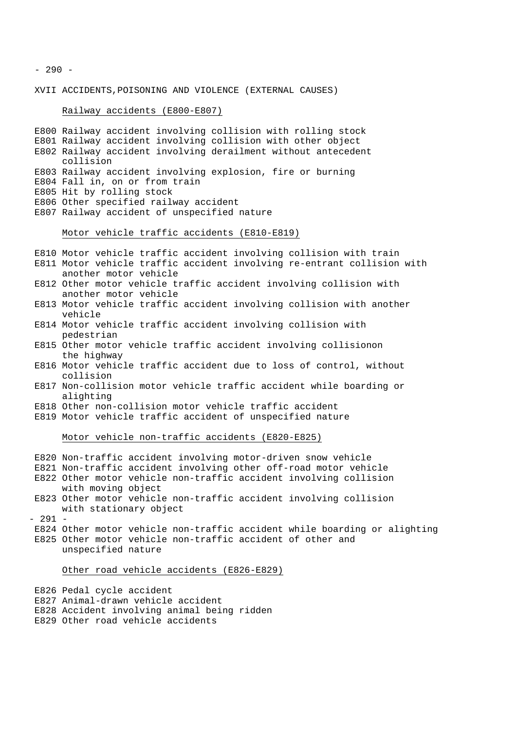## XVII ACCIDENTS,POISONING AND VIOLENCE (EXTERNAL CAUSES)

### Railway accidents (E800-E807)

- E800 Railway accident involving collision with rolling stock
- E801 Railway accident involving collision with other object
- E802 Railway accident involving derailment without antecedent collision
- E803 Railway accident involving explosion, fire or burning
- E804 Fall in, on or from train
- E805 Hit by rolling stock
- E806 Other specified railway accident
- E807 Railway accident of unspecified nature

### Motor vehicle traffic accidents (E810-E819)

- E810 Motor vehicle traffic accident involving collision with train
- E811 Motor vehicle traffic accident involving re-entrant collision with another motor vehicle
- E812 Other motor vehicle traffic accident involving collision with another motor vehicle
- E813 Motor vehicle traffic accident involving collision with another vehicle
- E814 Motor vehicle traffic accident involving collision with pedestrian
- E815 Other motor vehicle traffic accident involving collisionon the highway
- E816 Motor vehicle traffic accident due to loss of control, without collision
- E817 Non-collision motor vehicle traffic accident while boarding or alighting
- E818 Other non-collision motor vehicle traffic accident
- E819 Motor vehicle traffic accident of unspecified nature

### Motor vehicle non-traffic accidents (E820-E825)

- E820 Non-traffic accident involving motor-driven snow vehicle
- E821 Non-traffic accident involving other off-road motor vehicle
- E822 Other motor vehicle non-traffic accident involving collision with moving object
- E823 Other motor vehicle non-traffic accident involving collision with stationary object
- E824 Other motor vehicle non-traffic accident while boarding or alighting
- E825 Other motor vehicle non-traffic accident of other and unspecified nature

### Other road vehicle accidents (E826-E829)

- E826 Pedal cycle accident
- E827 Animal-drawn vehicle accident
- E828 Accident involving animal being ridden
- E829 Other road vehicle accidents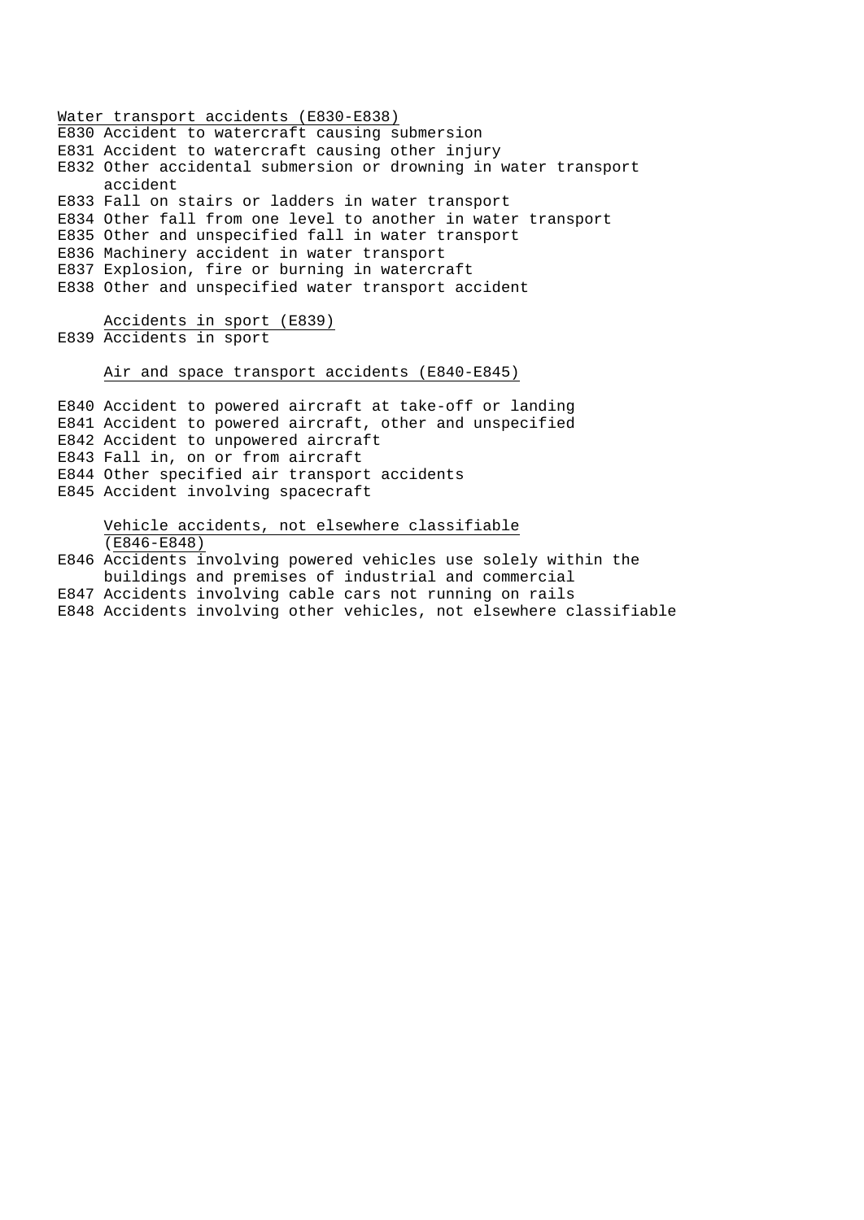Water transport accidents (E830-E838)

E830 Accident to watercraft causing submersion
E831 Accident to watercraft causing other injury
E832 Other accidental submersion or drowning in water transport accident
E833 Fall on stairs or ladders in water transport
E834 Other fall from one level to another in water transport
E835 Other and unspecified fall in water transport
E836 Machinery accident in water transport
E837 Explosion, fire or burning in watercraft
E838 Other and unspecified water transport accident

Accidents in sport (E839)

E839 Accidents in sport

Air and space transport accidents (E840-E845)

E840 Accident to powered aircraft at take-off or landing
E841 Accident to powered aircraft, other and unspecified
E842 Accident to unpowered aircraft
E843 Fall in, on or from aircraft
E844 Other specified air transport accidents
E845 Accident involving spacecraft

Vehicle accidents, not elsewhere classifiable (E846-E848)

E846 Accidents involving powered vehicles use solely within the buildings and premises of industrial and commercial
E847 Accidents involving cable cars not running on rails
E848 Accidents involving other vehicles, not elsewhere classifiable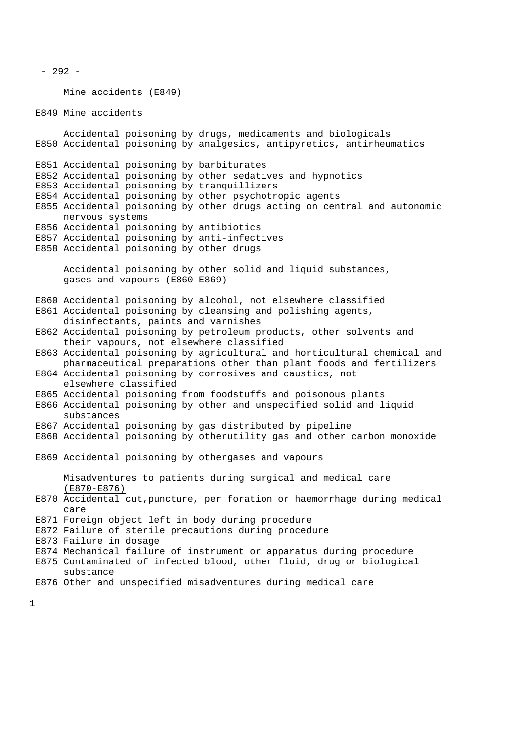Mine accidents (E849)

E849 Mine accidents

Accidental poisoning by drugs, medicaments and biologicals

E850 Accidental poisoning by analgesics, antipyretics, antirheumatics

E851 Accidental poisoning by barbiturates
E852 Accidental poisoning by other sedatives and hypnotics
E853 Accidental poisoning by tranquillizers
E854 Accidental poisoning by other psychotropic agents
E855 Accidental poisoning by other drugs acting on central and autonomic nervous systems
E856 Accidental poisoning by antibiotics
E857 Accidental poisoning by anti-infectives
E858 Accidental poisoning by other drugs

Accidental poisoning by other solid and liquid substances, gases and vapours (E860-E869)

E860 Accidental poisoning by alcohol, not elsewhere classified
E861 Accidental poisoning by cleansing and polishing agents, disinfectants, paints and varnishes
E862 Accidental poisoning by petroleum products, other solvents and their vapours, not elsewhere classified
E863 Accidental poisoning by agricultural and horticultural chemical and pharmaceutical preparations other than plant foods and fertilizers
E864 Accidental poisoning by corrosives and caustics, not elsewhere classified
E865 Accidental poisoning from foodstuffs and poisonous plants
E866 Accidental poisoning by other and unspecified solid and liquid substances
E867 Accidental poisoning by gas distributed by pipeline
E868 Accidental poisoning by otherutility gas and other carbon monoxide

E869 Accidental poisoning by othergases and vapours

Misadventures to patients during surgical and medical care (E870-E876)

E870 Accidental cut,puncture, per foration or haemorrhage during medical care
E871 Foreign object left in body during procedure
E872 Failure of sterile precautions during procedure
E873 Failure in dosage
E874 Mechanical failure of instrument or apparatus during procedure
E875 Contaminated of infected blood, other fluid, drug or biological substance
E876 Other and unspecified misadventures during medical care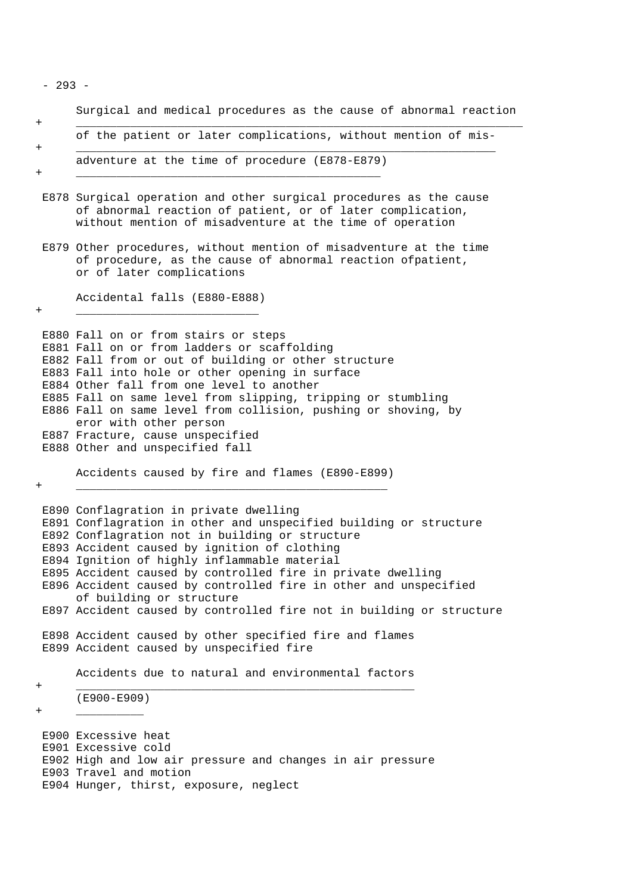### Surgical and medical procedures as the cause of abnormal reaction of the patient or later complications, without mention of misadventure at the time of procedure (E878-E879)

E878 Surgical operation and other surgical procedures as the cause of abnormal reaction of patient, or of later complication, without mention of misadventure at the time of operation

E879 Other procedures, without mention of misadventure at the time of procedure, as the cause of abnormal reaction ofpatient, or of later complications

### Accidental falls (E880-E888)

E880 Fall on or from stairs or steps
E881 Fall on or from ladders or scaffolding
E882 Fall from or out of building or other structure
E883 Fall into hole or other opening in surface
E884 Other fall from one level to another
E885 Fall on same level from slipping, tripping or stumbling
E886 Fall on same level from collision, pushing or shoving, by eror with other person
E887 Fracture, cause unspecified
E888 Other and unspecified fall

### Accidents caused by fire and flames (E890-E899)

E890 Conflagration in private dwelling
E891 Conflagration in other and unspecified building or structure
E892 Conflagration not in building or structure
E893 Accident caused by ignition of clothing
E894 Ignition of highly inflammable material
E895 Accident caused by controlled fire in private dwelling
E896 Accident caused by controlled fire in other and unspecified of building or structure
E897 Accident caused by controlled fire not in building or structure

E898 Accident caused by other specified fire and flames
E899 Accident caused by unspecified fire

### Accidents due to natural and environmental factors (E900-E909)

E900 Excessive heat
E901 Excessive cold
E902 High and low air pressure and changes in air pressure
E903 Travel and motion
E904 Hunger, thirst, exposure, neglect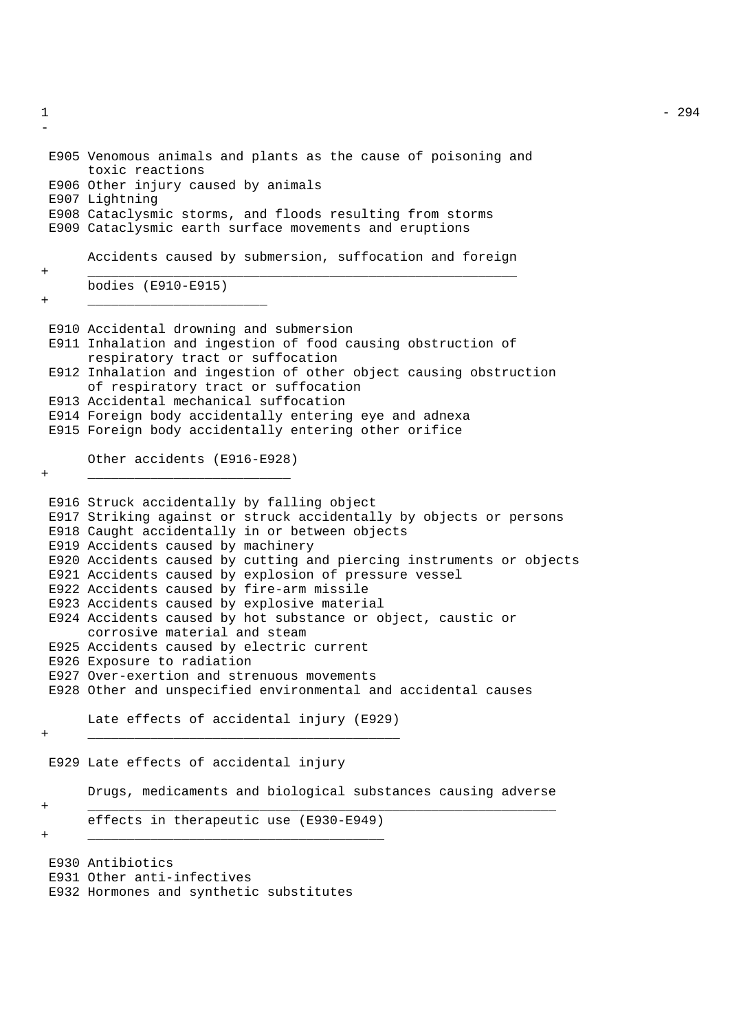E905 Venomous animals and plants as the cause of poisoning and toxic reactions
E906 Other injury caused by animals
E907 Lightning
E908 Cataclysmic storms, and floods resulting from storms
E909 Cataclysmic earth surface movements and eruptions

### Accidents caused by submersion, suffocation and foreign bodies (E910-E915)

E910 Accidental drowning and submersion
E911 Inhalation and ingestion of food causing obstruction of respiratory tract or suffocation
E912 Inhalation and ingestion of other object causing obstruction of respiratory tract or suffocation
E913 Accidental mechanical suffocation
E914 Foreign body accidentally entering eye and adnexa
E915 Foreign body accidentally entering other orifice

### Other accidents (E916-E928)

E916 Struck accidentally by falling object
E917 Striking against or struck accidentally by objects or persons
E918 Caught accidentally in or between objects
E919 Accidents caused by machinery
E920 Accidents caused by cutting and piercing instruments or objects
E921 Accidents caused by explosion of pressure vessel
E922 Accidents caused by fire-arm missile
E923 Accidents caused by explosive material
E924 Accidents caused by hot substance or object, caustic or corrosive material and steam
E925 Accidents caused by electric current
E926 Exposure to radiation
E927 Over-exertion and strenuous movements
E928 Other and unspecified environmental and accidental causes

### Late effects of accidental injury (E929)

E929 Late effects of accidental injury

### Drugs, medicaments and biological substances causing adverse effects in therapeutic use (E930-E949)

E930 Antibiotics
E931 Other anti-infectives
E932 Hormones and synthetic substitutes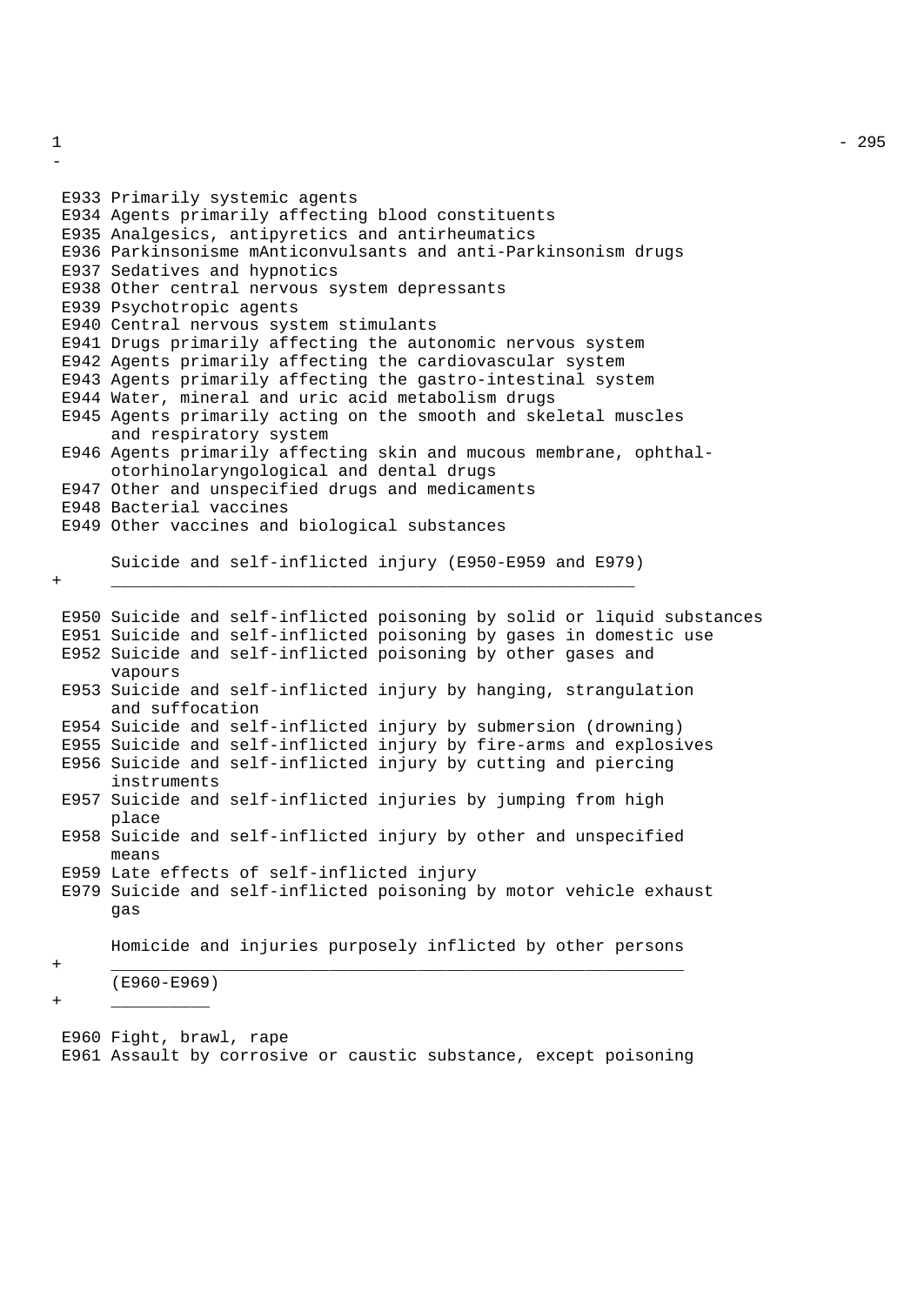E933 Primarily systemic agents
E934 Agents primarily affecting blood constituents
E935 Analgesics, antipyretics and antirheumatics
E936 Parkinsonisme mAnticonvulsants and anti-Parkinsonism drugs
E937 Sedatives and hypnotics
E938 Other central nervous system depressants
E939 Psychotropic agents
E940 Central nervous system stimulants
E941 Drugs primarily affecting the autonomic nervous system
E942 Agents primarily affecting the cardiovascular system
E943 Agents primarily affecting the gastro-intestinal system
E944 Water, mineral and uric acid metabolism drugs
E945 Agents primarily acting on the smooth and skeletal muscles and respiratory system
E946 Agents primarily affecting skin and mucous membrane, ophthal- otorhinolaryngological and dental drugs
E947 Other and unspecified drugs and medicaments
E948 Bacterial vaccines
E949 Other vaccines and biological substances

## Suicide and self-inflicted injury (E950-E959 and E979)

E950 Suicide and self-inflicted poisoning by solid or liquid substances
E951 Suicide and self-inflicted poisoning by gases in domestic use
E952 Suicide and self-inflicted poisoning by other gases and vapours
E953 Suicide and self-inflicted injury by hanging, strangulation and suffocation
E954 Suicide and self-inflicted injury by submersion (drowning)
E955 Suicide and self-inflicted injury by fire-arms and explosives
E956 Suicide and self-inflicted injury by cutting and piercing instruments
E957 Suicide and self-inflicted injuries by jumping from high place
E958 Suicide and self-inflicted injury by other and unspecified means
E959 Late effects of self-inflicted injury
E979 Suicide and self-inflicted poisoning by motor vehicle exhaust gas

## Homicide and injuries purposely inflicted by other persons (E960-E969)

E960 Fight, brawl, rape
E961 Assault by corrosive or caustic substance, except poisoning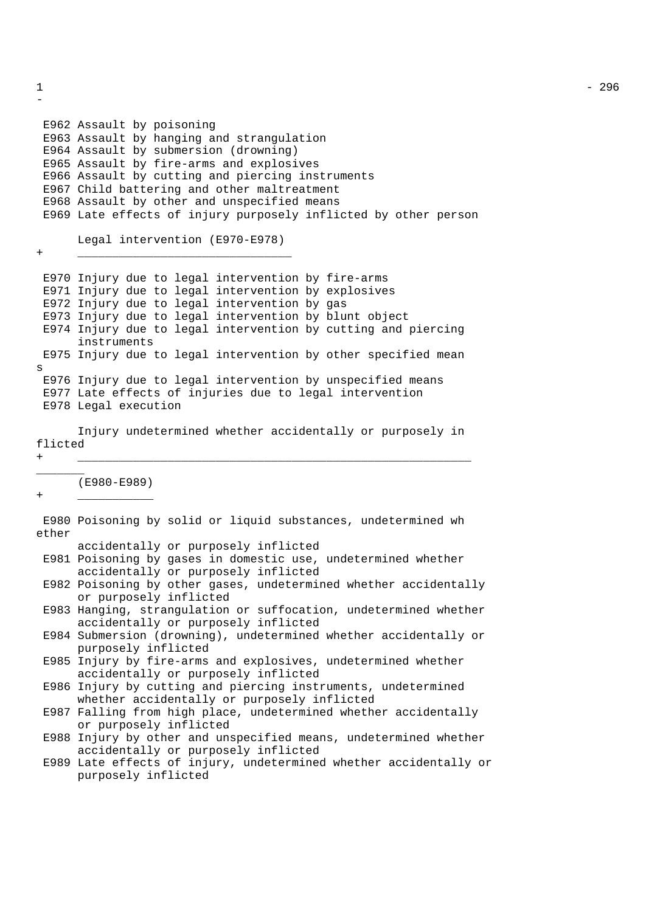E962 Assault by poisoning
E963 Assault by hanging and strangulation
E964 Assault by submersion (drowning)
E965 Assault by fire-arms and explosives
E966 Assault by cutting and piercing instruments
E967 Child battering and other maltreatment
E968 Assault by other and unspecified means
E969 Late effects of injury purposely inflicted by other person

## Legal intervention (E970-E978)

E970 Injury due to legal intervention by fire-arms
E971 Injury due to legal intervention by explosives
E972 Injury due to legal intervention by gas
E973 Injury due to legal intervention by blunt object
E974 Injury due to legal intervention by cutting and piercing instruments
E975 Injury due to legal intervention by other specified means
E976 Injury due to legal intervention by unspecified means
E977 Late effects of injuries due to legal intervention
E978 Legal execution

## Injury undetermined whether accidentally or purposely inflicted (E980-E989)

E980 Poisoning by solid or liquid substances, undetermined whether accidentally or purposely inflicted
E981 Poisoning by gases in domestic use, undetermined whether accidentally or purposely inflicted
E982 Poisoning by other gases, undetermined whether accidentally or purposely inflicted
E983 Hanging, strangulation or suffocation, undetermined whether accidentally or purposely inflicted
E984 Submersion (drowning), undetermined whether accidentally or purposely inflicted
E985 Injury by fire-arms and explosives, undetermined whether accidentally or purposely inflicted
E986 Injury by cutting and piercing instruments, undetermined whether accidentally or purposely inflicted
E987 Falling from high place, undetermined whether accidentally or purposely inflicted
E988 Injury by other and unspecified means, undetermined whether accidentally or purposely inflicted
E989 Late effects of injury, undetermined whether accidentally or purposely inflicted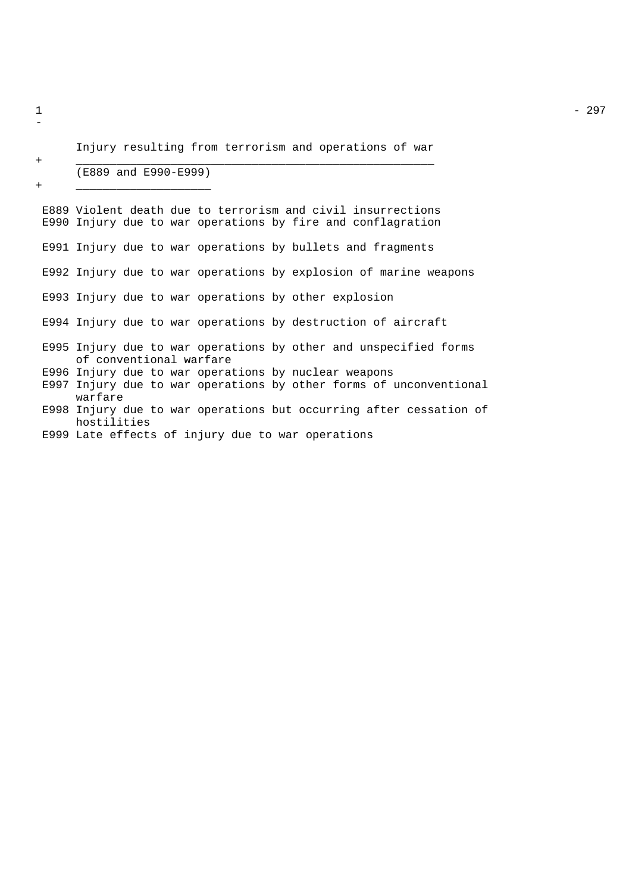## Injury resulting from terrorism and operations of war

## (E889 and E990-E999)

E889 Violent death due to terrorism and civil insurrections
E990 Injury due to war operations by fire and conflagration

E991 Injury due to war operations by bullets and fragments

E992 Injury due to war operations by explosion of marine weapons

E993 Injury due to war operations by other explosion

E994 Injury due to war operations by destruction of aircraft

E995 Injury due to war operations by other and unspecified forms of conventional warfare
E996 Injury due to war operations by nuclear weapons
E997 Injury due to war operations by other forms of unconventional warfare
E998 Injury due to war operations but occurring after cessation of hostilities
E999 Late effects of injury due to war operations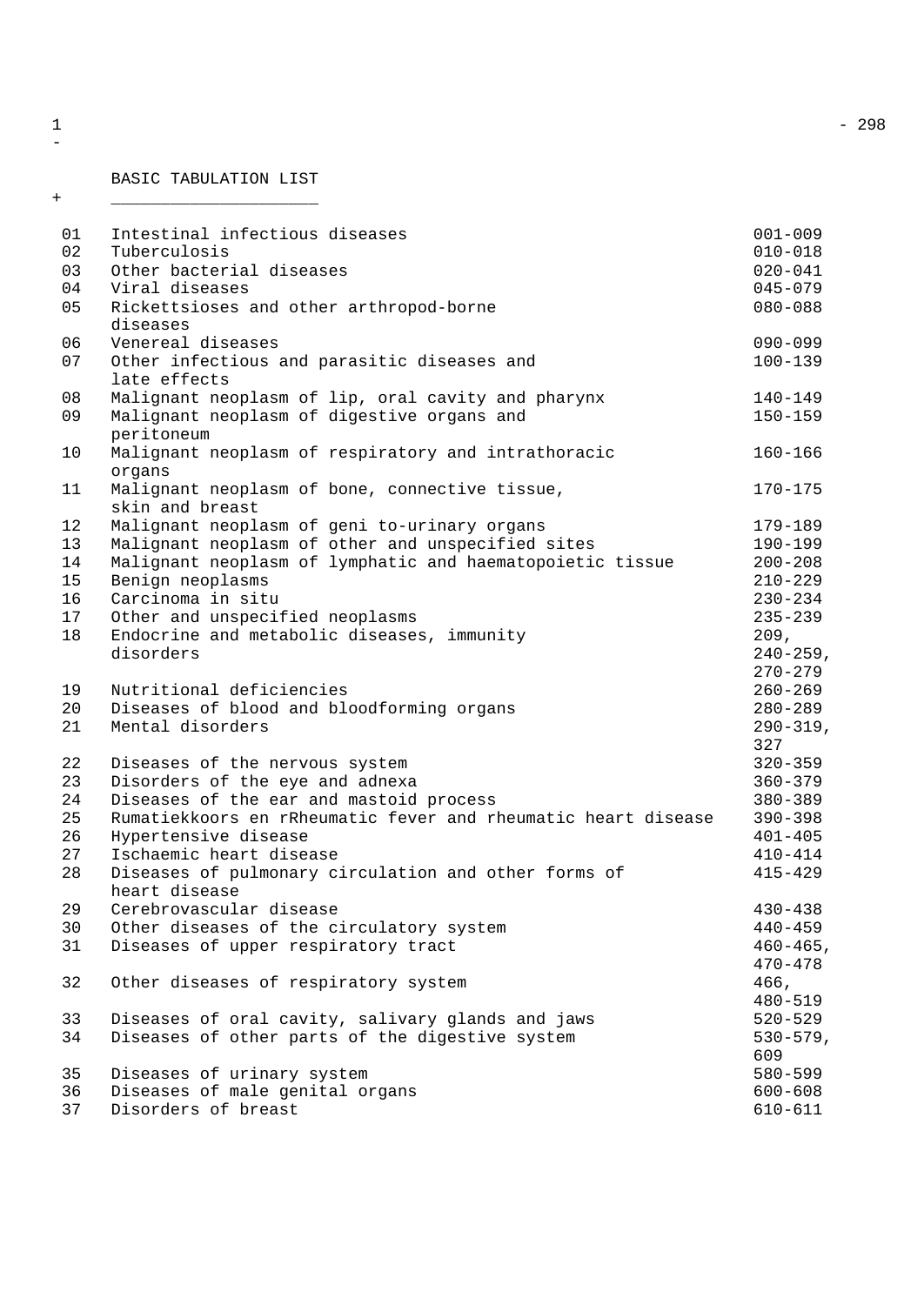## BASIC TABULATION LIST

| | | |
|---|---|---|
| 01 | Intestinal infectious diseases | 001-009 |
| 02 | Tuberculosis | 010-018 |
| 03 | Other bacterial diseases | 020-041 |
| 04 | Viral diseases | 045-079 |
| 05 | Rickettsioses and other arthropod-borne diseases | 080-088 |
| 06 | Venereal diseases | 090-099 |
| 07 | Other infectious and parasitic diseases and late effects | 100-139 |
| 08 | Malignant neoplasm of lip, oral cavity and pharynx | 140-149 |
| 09 | Malignant neoplasm of digestive organs and peritoneum | 150-159 |
| 10 | Malignant neoplasm of respiratory and intrathoracic organs | 160-166 |
| 11 | Malignant neoplasm of bone, connective tissue, skin and breast | 170-175 |
| 12 | Malignant neoplasm of geni to-urinary organs | 179-189 |
| 13 | Malignant neoplasm of other and unspecified sites | 190-199 |
| 14 | Malignant neoplasm of lymphatic and haematopoietic tissue | 200-208 |
| 15 | Benign neoplasms | 210-229 |
| 16 | Carcinoma in situ | 230-234 |
| 17 | Other and unspecified neoplasms | 235-239 |
| 18 | Endocrine and metabolic diseases, immunity disorders | 209, 240-259, 270-279 |
| 19 | Nutritional deficiencies | 260-269 |
| 20 | Diseases of blood and bloodforming organs | 280-289 |
| 21 | Mental disorders | 290-319, 327 |
| 22 | Diseases of the nervous system | 320-359 |
| 23 | Disorders of the eye and adnexa | 360-379 |
| 24 | Diseases of the ear and mastoid process | 380-389 |
| 25 | Rumatiekkoors en rRheumatic fever and rheumatic heart disease | 390-398 |
| 26 | Hypertensive disease | 401-405 |
| 27 | Ischaemic heart disease | 410-414 |
| 28 | Diseases of pulmonary circulation and other forms of heart disease | 415-429 |
| 29 | Cerebrovascular disease | 430-438 |
| 30 | Other diseases of the circulatory system | 440-459 |
| 31 | Diseases of upper respiratory tract | 460-465, 470-478 |
| 32 | Other diseases of respiratory system | 466, 480-519 |
| 33 | Diseases of oral cavity, salivary glands and jaws | 520-529 |
| 34 | Diseases of other parts of the digestive system | 530-579, 609 |
| 35 | Diseases of urinary system | 580-599 |
| 36 | Diseases of male genital organs | 600-608 |
| 37 | Disorders of breast | 610-611 |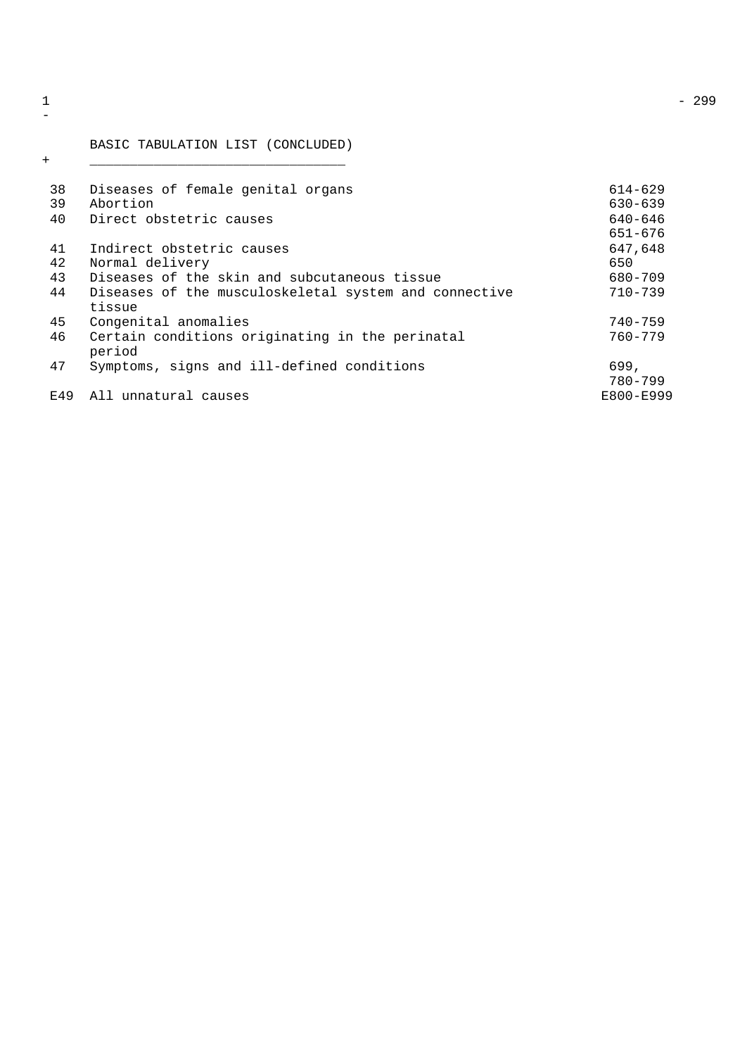BASIC TABULATION LIST (CONCLUDED)

| | | |
|---|---|---|
| 38 | Diseases of female genital organs | 614-629 |
| 39 | Abortion | 630-639 |
| 40 | Direct obstetric causes | 640-646<br>651-676 |
| 41 | Indirect obstetric causes | 647,648 |
| 42 | Normal delivery | 650 |
| 43 | Diseases of the skin and subcutaneous tissue | 680-709 |
| 44 | Diseases of the musculoskeletal system and connective tissue | 710-739 |
| 45 | Congenital anomalies | 740-759 |
| 46 | Certain conditions originating in the perinatal period | 760-779 |
| 47 | Symptoms, signs and ill-defined conditions | 699,<br>780-799 |
| E49 | All unnatural causes | E800-E999 |